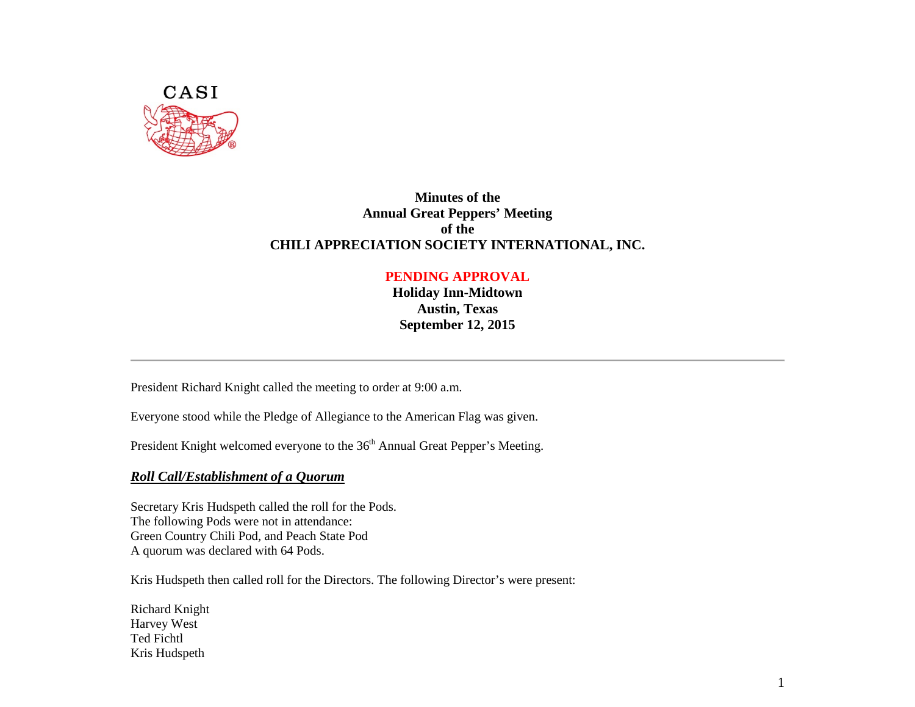CASI

**Minutes of the**
**Annual Great Peppers' Meeting**
**of the**
**CHILI APPRECIATION SOCIETY INTERNATIONAL, INC.**

**PENDING APPROVAL**
**Holiday Inn-Midtown**
**Austin, Texas**
**September 12, 2015**

---

President Richard Knight called the meeting to order at 9:00 a.m.

Everyone stood while the Pledge of Allegiance to the American Flag was given.

President Knight welcomed everyone to the 36th Annual Great Pepper's Meeting.

### ***Roll Call/Establishment of a Quorum***

Secretary Kris Hudspeth called the roll for the Pods.
The following Pods were not in attendance:
Green Country Chili Pod, and Peach State Pod
A quorum was declared with 64 Pods.

Kris Hudspeth then called roll for the Directors. The following Director's were present:

Richard Knight
Harvey West
Ted Fichtl
Kris Hudspeth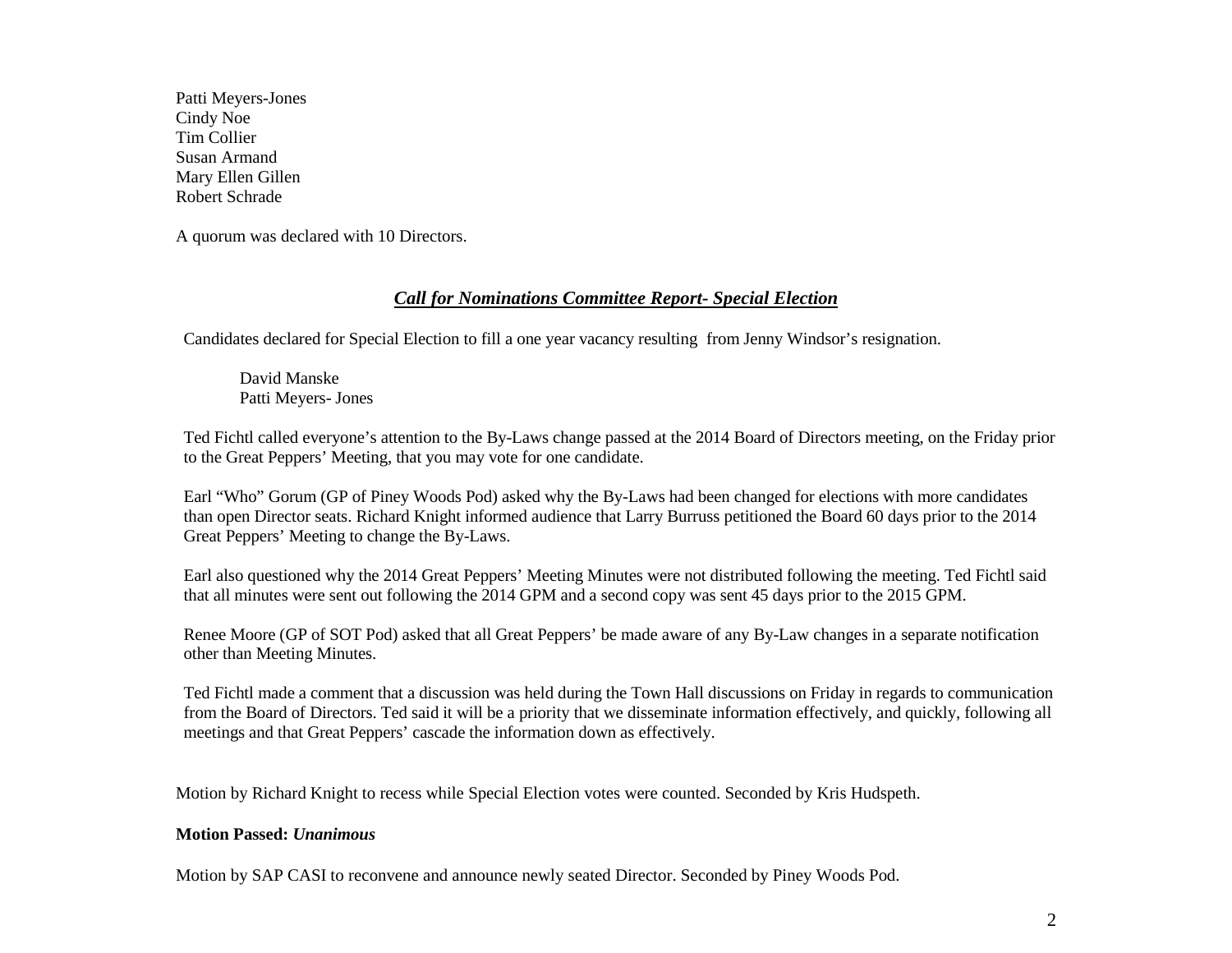Patti Meyers-Jones
Cindy Noe
Tim Collier
Susan Armand
Mary Ellen Gillen
Robert Schrade

A quorum was declared with 10 Directors.

## ***Call for Nominations Committee Report- Special Election***

Candidates declared for Special Election to fill a one year vacancy resulting from Jenny Windsor's resignation.

David Manske
Patti Meyers- Jones

Ted Fichtl called everyone's attention to the By-Laws change passed at the 2014 Board of Directors meeting, on the Friday prior to the Great Peppers' Meeting, that you may vote for one candidate.

Earl "Who" Gorum (GP of Piney Woods Pod) asked why the By-Laws had been changed for elections with more candidates than open Director seats. Richard Knight informed audience that Larry Burruss petitioned the Board 60 days prior to the 2014 Great Peppers' Meeting to change the By-Laws.

Earl also questioned why the 2014 Great Peppers' Meeting Minutes were not distributed following the meeting. Ted Fichtl said that all minutes were sent out following the 2014 GPM and a second copy was sent 45 days prior to the 2015 GPM.

Renee Moore (GP of SOT Pod) asked that all Great Peppers' be made aware of any By-Law changes in a separate notification other than Meeting Minutes.

Ted Fichtl made a comment that a discussion was held during the Town Hall discussions on Friday in regards to communication from the Board of Directors. Ted said it will be a priority that we disseminate information effectively, and quickly, following all meetings and that Great Peppers' cascade the information down as effectively.

Motion by Richard Knight to recess while Special Election votes were counted. Seconded by Kris Hudspeth.

**Motion Passed:** ***Unanimous***

Motion by SAP CASI to reconvene and announce newly seated Director. Seconded by Piney Woods Pod.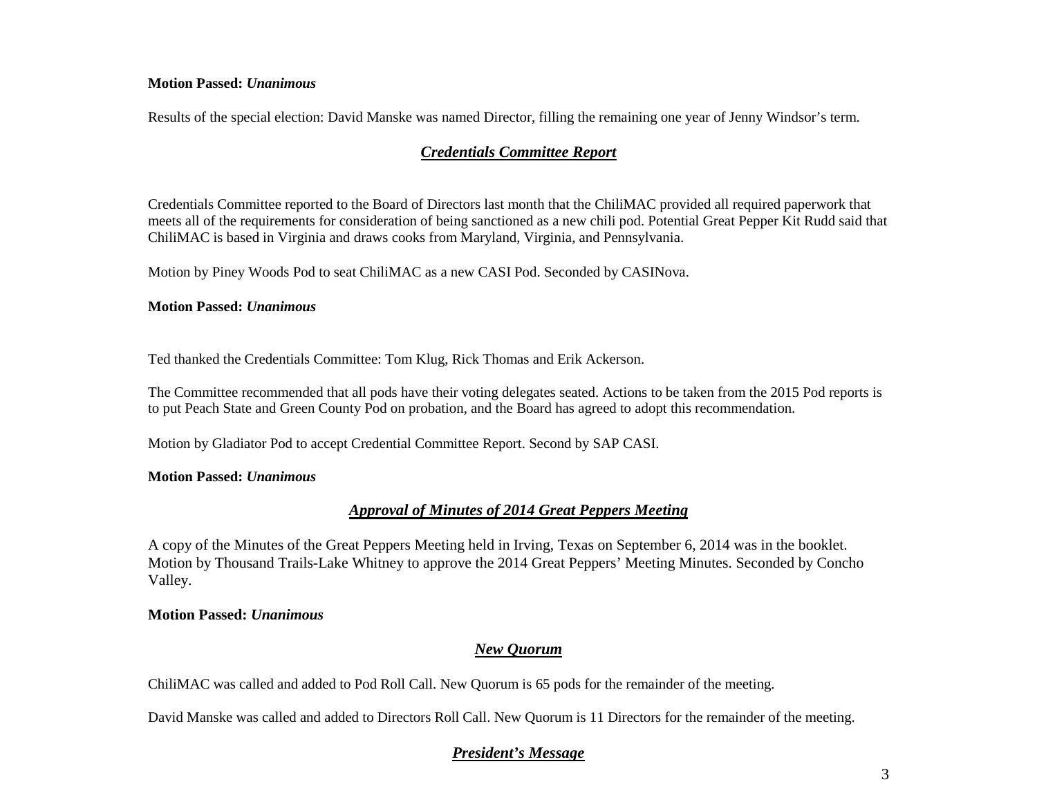**Motion Passed:** ***Unanimous***

Results of the special election: David Manske was named Director, filling the remaining one year of Jenny Windsor's term.

## ***Credentials Committee Report***

Credentials Committee reported to the Board of Directors last month that the ChiliMAC provided all required paperwork that meets all of the requirements for consideration of being sanctioned as a new chili pod. Potential Great Pepper Kit Rudd said that ChiliMAC is based in Virginia and draws cooks from Maryland, Virginia, and Pennsylvania.

Motion by Piney Woods Pod to seat ChiliMAC as a new CASI Pod. Seconded by CASINova.

**Motion Passed:** ***Unanimous***

Ted thanked the Credentials Committee: Tom Klug, Rick Thomas and Erik Ackerson.

The Committee recommended that all pods have their voting delegates seated. Actions to be taken from the 2015 Pod reports is to put Peach State and Green County Pod on probation, and the Board has agreed to adopt this recommendation.

Motion by Gladiator Pod to accept Credential Committee Report. Second by SAP CASI.

**Motion Passed:** ***Unanimous***

## ***Approval of Minutes of 2014 Great Peppers Meeting***

A copy of the Minutes of the Great Peppers Meeting held in Irving, Texas on September 6, 2014 was in the booklet. Motion by Thousand Trails-Lake Whitney to approve the 2014 Great Peppers' Meeting Minutes. Seconded by Concho Valley.

**Motion Passed:** ***Unanimous***

## ***New Quorum***

ChiliMAC was called and added to Pod Roll Call. New Quorum is 65 pods for the remainder of the meeting.

David Manske was called and added to Directors Roll Call. New Quorum is 11 Directors for the remainder of the meeting.

## ***President's Message***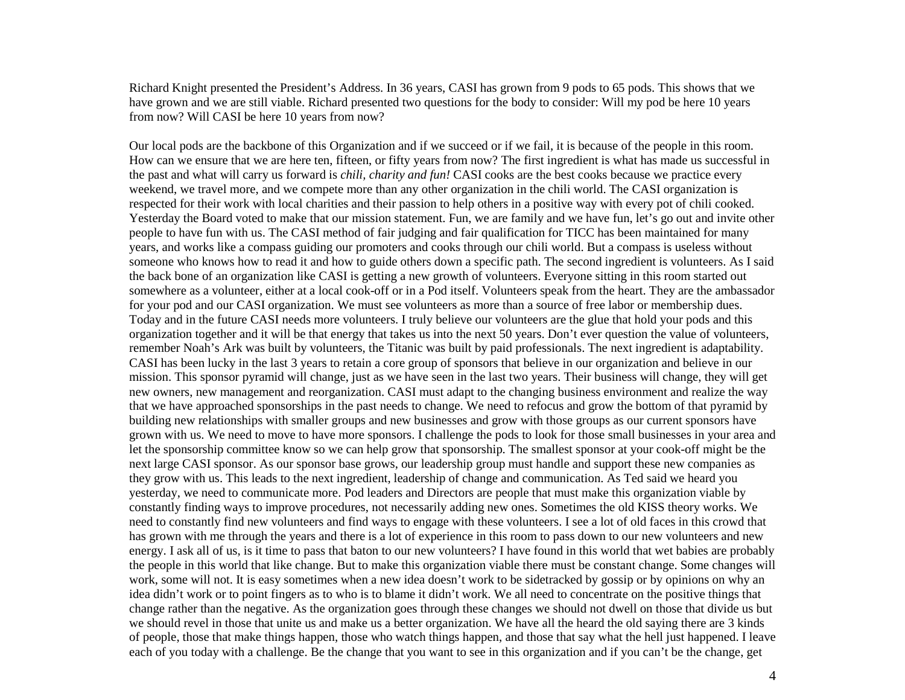Richard Knight presented the President's Address. In 36 years, CASI has grown from 9 pods to 65 pods. This shows that we have grown and we are still viable. Richard presented two questions for the body to consider: Will my pod be here 10 years from now? Will CASI be here 10 years from now?

Our local pods are the backbone of this Organization and if we succeed or if we fail, it is because of the people in this room. How can we ensure that we are here ten, fifteen, or fifty years from now? The first ingredient is what has made us successful in the past and what will carry us forward is *chili, charity and fun!* CASI cooks are the best cooks because we practice every weekend, we travel more, and we compete more than any other organization in the chili world. The CASI organization is respected for their work with local charities and their passion to help others in a positive way with every pot of chili cooked. Yesterday the Board voted to make that our mission statement. Fun, we are family and we have fun, let's go out and invite other people to have fun with us. The CASI method of fair judging and fair qualification for TICC has been maintained for many years, and works like a compass guiding our promoters and cooks through our chili world. But a compass is useless without someone who knows how to read it and how to guide others down a specific path. The second ingredient is volunteers. As I said the back bone of an organization like CASI is getting a new growth of volunteers. Everyone sitting in this room started out somewhere as a volunteer, either at a local cook-off or in a Pod itself. Volunteers speak from the heart. They are the ambassador for your pod and our CASI organization. We must see volunteers as more than a source of free labor or membership dues. Today and in the future CASI needs more volunteers. I truly believe our volunteers are the glue that hold your pods and this organization together and it will be that energy that takes us into the next 50 years. Don't ever question the value of volunteers, remember Noah's Ark was built by volunteers, the Titanic was built by paid professionals. The next ingredient is adaptability. CASI has been lucky in the last 3 years to retain a core group of sponsors that believe in our organization and believe in our mission. This sponsor pyramid will change, just as we have seen in the last two years. Their business will change, they will get new owners, new management and reorganization. CASI must adapt to the changing business environment and realize the way that we have approached sponsorships in the past needs to change. We need to refocus and grow the bottom of that pyramid by building new relationships with smaller groups and new businesses and grow with those groups as our current sponsors have grown with us. We need to move to have more sponsors. I challenge the pods to look for those small businesses in your area and let the sponsorship committee know so we can help grow that sponsorship. The smallest sponsor at your cook-off might be the next large CASI sponsor. As our sponsor base grows, our leadership group must handle and support these new companies as they grow with us. This leads to the next ingredient, leadership of change and communication. As Ted said we heard you yesterday, we need to communicate more. Pod leaders and Directors are people that must make this organization viable by constantly finding ways to improve procedures, not necessarily adding new ones. Sometimes the old KISS theory works. We need to constantly find new volunteers and find ways to engage with these volunteers. I see a lot of old faces in this crowd that has grown with me through the years and there is a lot of experience in this room to pass down to our new volunteers and new energy. I ask all of us, is it time to pass that baton to our new volunteers? I have found in this world that wet babies are probably the people in this world that like change. But to make this organization viable there must be constant change. Some changes will work, some will not. It is easy sometimes when a new idea doesn't work to be sidetracked by gossip or by opinions on why an idea didn't work or to point fingers as to who is to blame it didn't work. We all need to concentrate on the positive things that change rather than the negative. As the organization goes through these changes we should not dwell on those that divide us but we should revel in those that unite us and make us a better organization. We have all the heard the old saying there are 3 kinds of people, those that make things happen, those who watch things happen, and those that say what the hell just happened. I leave each of you today with a challenge. Be the change that you want to see in this organization and if you can't be the change, get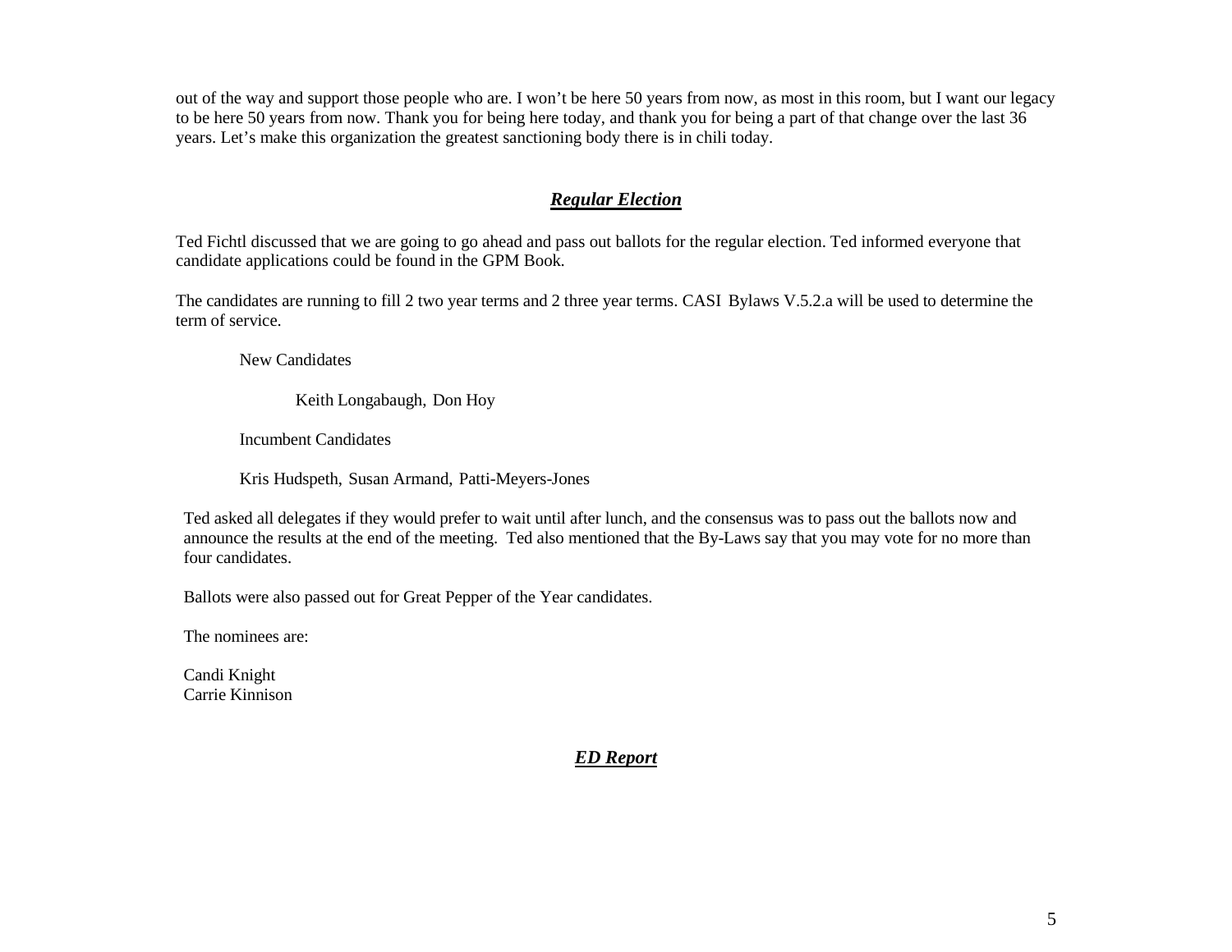out of the way and support those people who are. I won't be here 50 years from now, as most in this room, but I want our legacy to be here 50 years from now. Thank you for being here today, and thank you for being a part of that change over the last 36 years. Let's make this organization the greatest sanctioning body there is in chili today.

## ***Regular Election***

Ted Fichtl discussed that we are going to go ahead and pass out ballots for the regular election. Ted informed everyone that candidate applications could be found in the GPM Book.

The candidates are running to fill 2 two year terms and 2 three year terms. CASI Bylaws V.5.2.a will be used to determine the term of service.

New Candidates

Keith Longabaugh, Don Hoy

Incumbent Candidates

Kris Hudspeth, Susan Armand, Patti-Meyers-Jones

Ted asked all delegates if they would prefer to wait until after lunch, and the consensus was to pass out the ballots now and announce the results at the end of the meeting. Ted also mentioned that the By-Laws say that you may vote for no more than four candidates.

Ballots were also passed out for Great Pepper of the Year candidates.

The nominees are:

Candi Knight
Carrie Kinnison

## ***ED Report***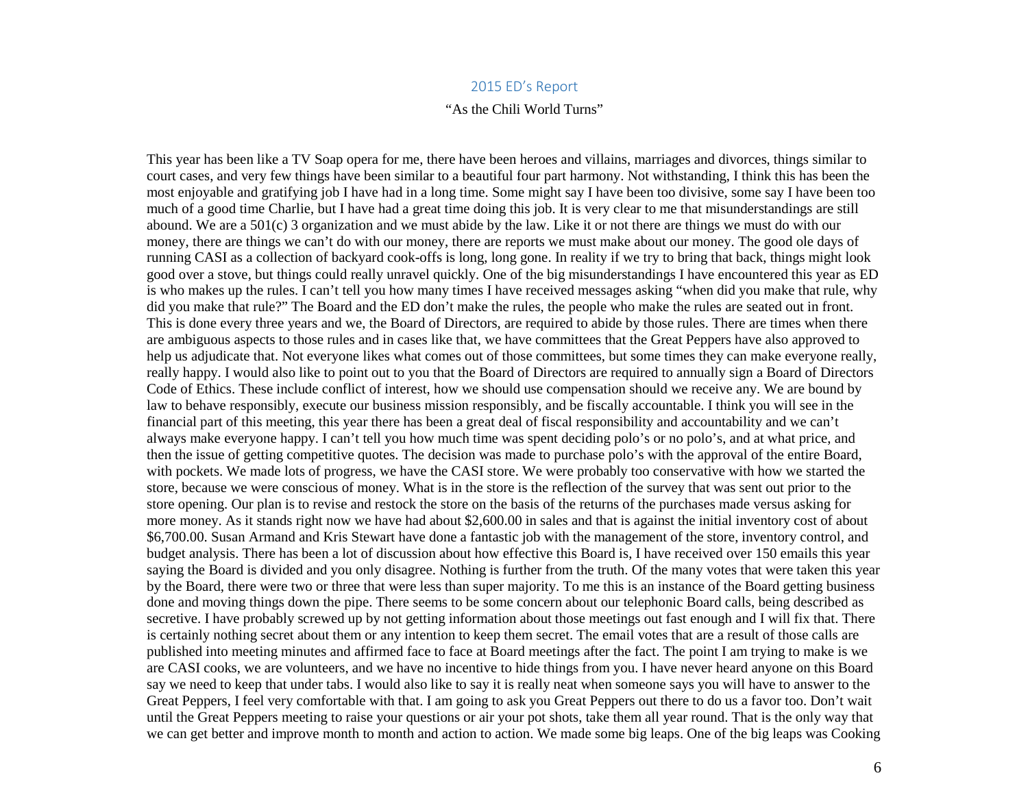## 2015 ED's Report

"As the Chili World Turns"

This year has been like a TV Soap opera for me, there have been heroes and villains, marriages and divorces, things similar to court cases, and very few things have been similar to a beautiful four part harmony. Not withstanding, I think this has been the most enjoyable and gratifying job I have had in a long time. Some might say I have been too divisive, some say I have been too much of a good time Charlie, but I have had a great time doing this job. It is very clear to me that misunderstandings are still abound. We are a 501(c) 3 organization and we must abide by the law. Like it or not there are things we must do with our money, there are things we can't do with our money, there are reports we must make about our money. The good ole days of running CASI as a collection of backyard cook-offs is long, long gone. In reality if we try to bring that back, things might look good over a stove, but things could really unravel quickly. One of the big misunderstandings I have encountered this year as ED is who makes up the rules. I can't tell you how many times I have received messages asking "when did you make that rule, why did you make that rule?" The Board and the ED don't make the rules, the people who make the rules are seated out in front. This is done every three years and we, the Board of Directors, are required to abide by those rules. There are times when there are ambiguous aspects to those rules and in cases like that, we have committees that the Great Peppers have also approved to help us adjudicate that. Not everyone likes what comes out of those committees, but some times they can make everyone really, really happy. I would also like to point out to you that the Board of Directors are required to annually sign a Board of Directors Code of Ethics. These include conflict of interest, how we should use compensation should we receive any. We are bound by law to behave responsibly, execute our business mission responsibly, and be fiscally accountable. I think you will see in the financial part of this meeting, this year there has been a great deal of fiscal responsibility and accountability and we can't always make everyone happy. I can't tell you how much time was spent deciding polo's or no polo's, and at what price, and then the issue of getting competitive quotes. The decision was made to purchase polo's with the approval of the entire Board, with pockets. We made lots of progress, we have the CASI store. We were probably too conservative with how we started the store, because we were conscious of money. What is in the store is the reflection of the survey that was sent out prior to the store opening. Our plan is to revise and restock the store on the basis of the returns of the purchases made versus asking for more money. As it stands right now we have had about $2,600.00 in sales and that is against the initial inventory cost of about $6,700.00. Susan Armand and Kris Stewart have done a fantastic job with the management of the store, inventory control, and budget analysis. There has been a lot of discussion about how effective this Board is, I have received over 150 emails this year saying the Board is divided and you only disagree. Nothing is further from the truth. Of the many votes that were taken this year by the Board, there were two or three that were less than super majority. To me this is an instance of the Board getting business done and moving things down the pipe. There seems to be some concern about our telephonic Board calls, being described as secretive. I have probably screwed up by not getting information about those meetings out fast enough and I will fix that. There is certainly nothing secret about them or any intention to keep them secret. The email votes that are a result of those calls are published into meeting minutes and affirmed face to face at Board meetings after the fact. The point I am trying to make is we are CASI cooks, we are volunteers, and we have no incentive to hide things from you. I have never heard anyone on this Board say we need to keep that under tabs. I would also like to say it is really neat when someone says you will have to answer to the Great Peppers, I feel very comfortable with that. I am going to ask you Great Peppers out there to do us a favor too. Don't wait until the Great Peppers meeting to raise your questions or air your pot shots, take them all year round. That is the only way that we can get better and improve month to month and action to action. We made some big leaps. One of the big leaps was Cooking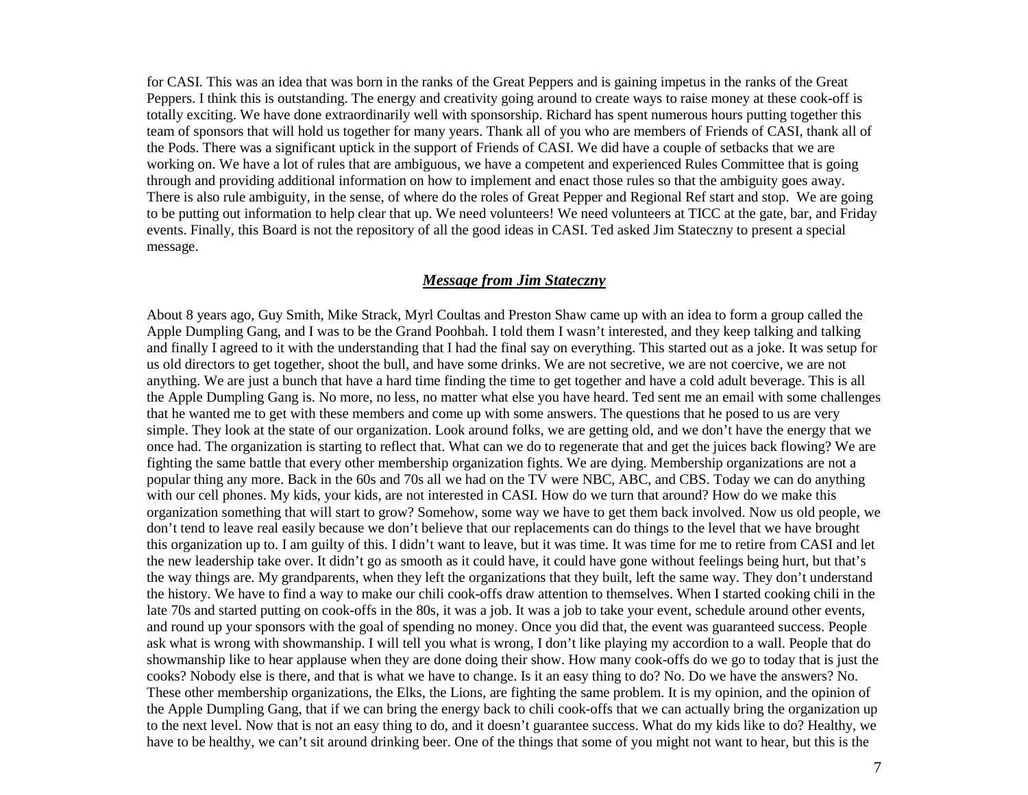for CASI. This was an idea that was born in the ranks of the Great Peppers and is gaining impetus in the ranks of the Great Peppers. I think this is outstanding. The energy and creativity going around to create ways to raise money at these cook-off is totally exciting. We have done extraordinarily well with sponsorship. Richard has spent numerous hours putting together this team of sponsors that will hold us together for many years. Thank all of you who are members of Friends of CASI, thank all of the Pods. There was a significant uptick in the support of Friends of CASI. We did have a couple of setbacks that we are working on. We have a lot of rules that are ambiguous, we have a competent and experienced Rules Committee that is going through and providing additional information on how to implement and enact those rules so that the ambiguity goes away. There is also rule ambiguity, in the sense, of where do the roles of Great Pepper and Regional Ref start and stop. We are going to be putting out information to help clear that up. We need volunteers! We need volunteers at TICC at the gate, bar, and Friday events. Finally, this Board is not the repository of all the good ideas in CASI. Ted asked Jim Stateczny to present a special message.

## ***Message from Jim Stateczny***

About 8 years ago, Guy Smith, Mike Strack, Myrl Coultas and Preston Shaw came up with an idea to form a group called the Apple Dumpling Gang, and I was to be the Grand Poohbah. I told them I wasn't interested, and they keep talking and talking and finally I agreed to it with the understanding that I had the final say on everything. This started out as a joke. It was setup for us old directors to get together, shoot the bull, and have some drinks. We are not secretive, we are not coercive, we are not anything. We are just a bunch that have a hard time finding the time to get together and have a cold adult beverage. This is all the Apple Dumpling Gang is. No more, no less, no matter what else you have heard. Ted sent me an email with some challenges that he wanted me to get with these members and come up with some answers. The questions that he posed to us are very simple. They look at the state of our organization. Look around folks, we are getting old, and we don't have the energy that we once had. The organization is starting to reflect that. What can we do to regenerate that and get the juices back flowing? We are fighting the same battle that every other membership organization fights. We are dying. Membership organizations are not a popular thing any more. Back in the 60s and 70s all we had on the TV were NBC, ABC, and CBS. Today we can do anything with our cell phones. My kids, your kids, are not interested in CASI. How do we turn that around? How do we make this organization something that will start to grow? Somehow, some way we have to get them back involved. Now us old people, we don't tend to leave real easily because we don't believe that our replacements can do things to the level that we have brought this organization up to. I am guilty of this. I didn't want to leave, but it was time. It was time for me to retire from CASI and let the new leadership take over. It didn't go as smooth as it could have, it could have gone without feelings being hurt, but that's the way things are. My grandparents, when they left the organizations that they built, left the same way. They don't understand the history. We have to find a way to make our chili cook-offs draw attention to themselves. When I started cooking chili in the late 70s and started putting on cook-offs in the 80s, it was a job. It was a job to take your event, schedule around other events, and round up your sponsors with the goal of spending no money. Once you did that, the event was guaranteed success. People ask what is wrong with showmanship. I will tell you what is wrong, I don't like playing my accordion to a wall. People that do showmanship like to hear applause when they are done doing their show. How many cook-offs do we go to today that is just the cooks? Nobody else is there, and that is what we have to change. Is it an easy thing to do? No. Do we have the answers? No. These other membership organizations, the Elks, the Lions, are fighting the same problem. It is my opinion, and the opinion of the Apple Dumpling Gang, that if we can bring the energy back to chili cook-offs that we can actually bring the organization up to the next level. Now that is not an easy thing to do, and it doesn't guarantee success. What do my kids like to do? Healthy, we have to be healthy, we can't sit around drinking beer. One of the things that some of you might not want to hear, but this is the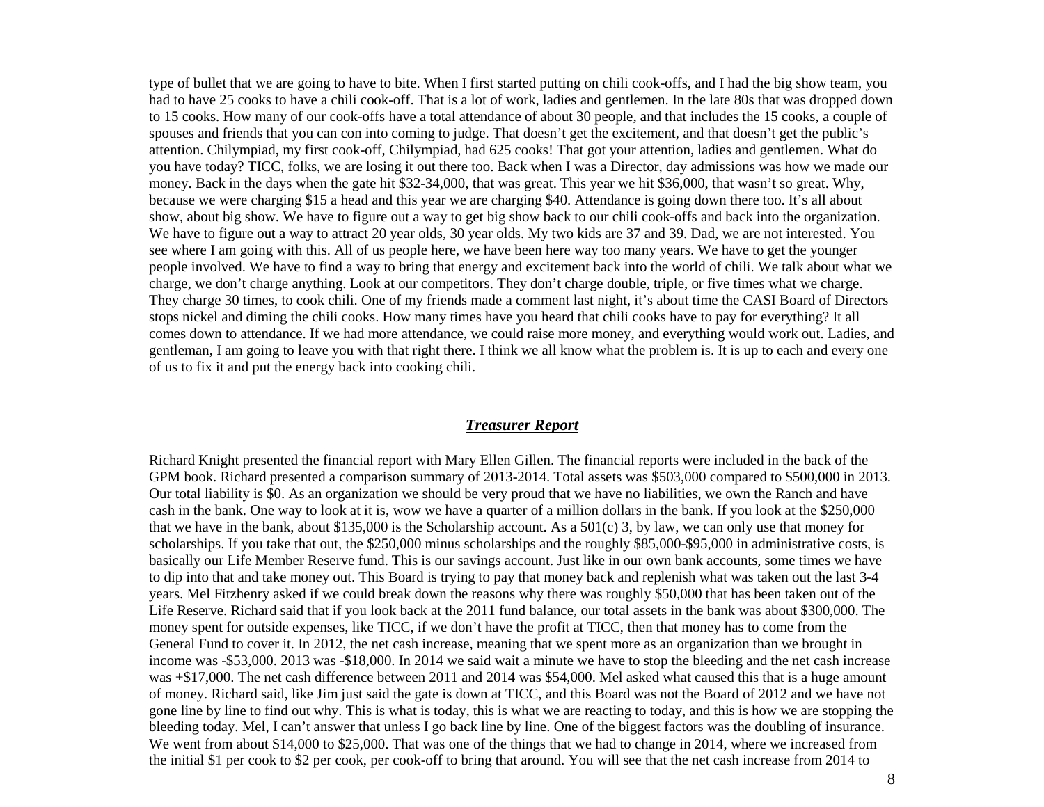type of bullet that we are going to have to bite. When I first started putting on chili cook-offs, and I had the big show team, you had to have 25 cooks to have a chili cook-off. That is a lot of work, ladies and gentlemen. In the late 80s that was dropped down to 15 cooks. How many of our cook-offs have a total attendance of about 30 people, and that includes the 15 cooks, a couple of spouses and friends that you can con into coming to judge. That doesn't get the excitement, and that doesn't get the public's attention. Chilympiad, my first cook-off, Chilympiad, had 625 cooks! That got your attention, ladies and gentlemen. What do you have today? TICC, folks, we are losing it out there too. Back when I was a Director, day admissions was how we made our money. Back in the days when the gate hit $32-34,000, that was great. This year we hit $36,000, that wasn't so great. Why, because we were charging $15 a head and this year we are charging $40. Attendance is going down there too. It's all about show, about big show. We have to figure out a way to get big show back to our chili cook-offs and back into the organization. We have to figure out a way to attract 20 year olds, 30 year olds. My two kids are 37 and 39. Dad, we are not interested. You see where I am going with this. All of us people here, we have been here way too many years. We have to get the younger people involved. We have to find a way to bring that energy and excitement back into the world of chili. We talk about what we charge, we don't charge anything. Look at our competitors. They don't charge double, triple, or five times what we charge. They charge 30 times, to cook chili. One of my friends made a comment last night, it's about time the CASI Board of Directors stops nickel and diming the chili cooks. How many times have you heard that chili cooks have to pay for everything? It all comes down to attendance. If we had more attendance, we could raise more money, and everything would work out. Ladies, and gentleman, I am going to leave you with that right there. I think we all know what the problem is. It is up to each and every one of us to fix it and put the energy back into cooking chili.

## ***Treasurer Report***

Richard Knight presented the financial report with Mary Ellen Gillen. The financial reports were included in the back of the GPM book. Richard presented a comparison summary of 2013-2014. Total assets was $503,000 compared to $500,000 in 2013. Our total liability is $0. As an organization we should be very proud that we have no liabilities, we own the Ranch and have cash in the bank. One way to look at it is, wow we have a quarter of a million dollars in the bank. If you look at the $250,000 that we have in the bank, about $135,000 is the Scholarship account. As a 501(c) 3, by law, we can only use that money for scholarships. If you take that out, the $250,000 minus scholarships and the roughly $85,000-$95,000 in administrative costs, is basically our Life Member Reserve fund. This is our savings account. Just like in our own bank accounts, some times we have to dip into that and take money out. This Board is trying to pay that money back and replenish what was taken out the last 3-4 years. Mel Fitzhenry asked if we could break down the reasons why there was roughly $50,000 that has been taken out of the Life Reserve. Richard said that if you look back at the 2011 fund balance, our total assets in the bank was about $300,000. The money spent for outside expenses, like TICC, if we don't have the profit at TICC, then that money has to come from the General Fund to cover it. In 2012, the net cash increase, meaning that we spent more as an organization than we brought in income was -$53,000. 2013 was -$18,000. In 2014 we said wait a minute we have to stop the bleeding and the net cash increase was +$17,000. The net cash difference between 2011 and 2014 was $54,000. Mel asked what caused this that is a huge amount of money. Richard said, like Jim just said the gate is down at TICC, and this Board was not the Board of 2012 and we have not gone line by line to find out why. This is what is today, this is what we are reacting to today, and this is how we are stopping the bleeding today. Mel, I can't answer that unless I go back line by line. One of the biggest factors was the doubling of insurance. We went from about $14,000 to $25,000. That was one of the things that we had to change in 2014, where we increased from the initial $1 per cook to $2 per cook, per cook-off to bring that around. You will see that the net cash increase from 2014 to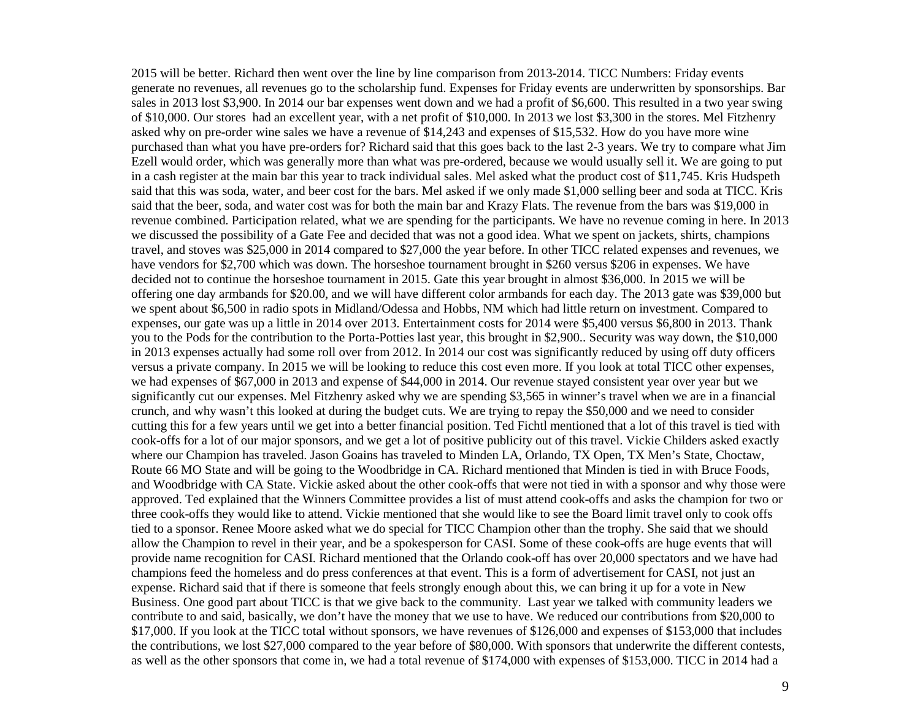2015 will be better. Richard then went over the line by line comparison from 2013-2014. TICC Numbers: Friday events generate no revenues, all revenues go to the scholarship fund. Expenses for Friday events are underwritten by sponsorships. Bar sales in 2013 lost $3,900. In 2014 our bar expenses went down and we had a profit of $6,600. This resulted in a two year swing of $10,000. Our stores had an excellent year, with a net profit of $10,000. In 2013 we lost $3,300 in the stores. Mel Fitzhenry asked why on pre-order wine sales we have a revenue of $14,243 and expenses of $15,532. How do you have more wine purchased than what you have pre-orders for? Richard said that this goes back to the last 2-3 years. We try to compare what Jim Ezell would order, which was generally more than what was pre-ordered, because we would usually sell it. We are going to put in a cash register at the main bar this year to track individual sales. Mel asked what the product cost of $11,745. Kris Hudspeth said that this was soda, water, and beer cost for the bars. Mel asked if we only made $1,000 selling beer and soda at TICC. Kris said that the beer, soda, and water cost was for both the main bar and Krazy Flats. The revenue from the bars was $19,000 in revenue combined. Participation related, what we are spending for the participants. We have no revenue coming in here. In 2013 we discussed the possibility of a Gate Fee and decided that was not a good idea. What we spent on jackets, shirts, champions travel, and stoves was $25,000 in 2014 compared to $27,000 the year before. In other TICC related expenses and revenues, we have vendors for $2,700 which was down. The horseshoe tournament brought in $260 versus $206 in expenses. We have decided not to continue the horseshoe tournament in 2015. Gate this year brought in almost $36,000. In 2015 we will be offering one day armbands for $20.00, and we will have different color armbands for each day. The 2013 gate was $39,000 but we spent about $6,500 in radio spots in Midland/Odessa and Hobbs, NM which had little return on investment. Compared to expenses, our gate was up a little in 2014 over 2013. Entertainment costs for 2014 were $5,400 versus $6,800 in 2013. Thank you to the Pods for the contribution to the Porta-Potties last year, this brought in $2,900.. Security was way down, the $10,000 in 2013 expenses actually had some roll over from 2012. In 2014 our cost was significantly reduced by using off duty officers versus a private company. In 2015 we will be looking to reduce this cost even more. If you look at total TICC other expenses, we had expenses of $67,000 in 2013 and expense of $44,000 in 2014. Our revenue stayed consistent year over year but we significantly cut our expenses. Mel Fitzhenry asked why we are spending $3,565 in winner's travel when we are in a financial crunch, and why wasn't this looked at during the budget cuts. We are trying to repay the $50,000 and we need to consider cutting this for a few years until we get into a better financial position. Ted Fichtl mentioned that a lot of this travel is tied with cook-offs for a lot of our major sponsors, and we get a lot of positive publicity out of this travel. Vickie Childers asked exactly where our Champion has traveled. Jason Goains has traveled to Minden LA, Orlando, TX Open, TX Men's State, Choctaw, Route 66 MO State and will be going to the Woodbridge in CA. Richard mentioned that Minden is tied in with Bruce Foods, and Woodbridge with CA State. Vickie asked about the other cook-offs that were not tied in with a sponsor and why those were approved. Ted explained that the Winners Committee provides a list of must attend cook-offs and asks the champion for two or three cook-offs they would like to attend. Vickie mentioned that she would like to see the Board limit travel only to cook offs tied to a sponsor. Renee Moore asked what we do special for TICC Champion other than the trophy. She said that we should allow the Champion to revel in their year, and be a spokesperson for CASI. Some of these cook-offs are huge events that will provide name recognition for CASI. Richard mentioned that the Orlando cook-off has over 20,000 spectators and we have had champions feed the homeless and do press conferences at that event. This is a form of advertisement for CASI, not just an expense. Richard said that if there is someone that feels strongly enough about this, we can bring it up for a vote in New Business. One good part about TICC is that we give back to the community. Last year we talked with community leaders we contribute to and said, basically, we don't have the money that we use to have. We reduced our contributions from $20,000 to $17,000. If you look at the TICC total without sponsors, we have revenues of $126,000 and expenses of $153,000 that includes the contributions, we lost $27,000 compared to the year before of $80,000. With sponsors that underwrite the different contests, as well as the other sponsors that come in, we had a total revenue of $174,000 with expenses of $153,000. TICC in 2014 had a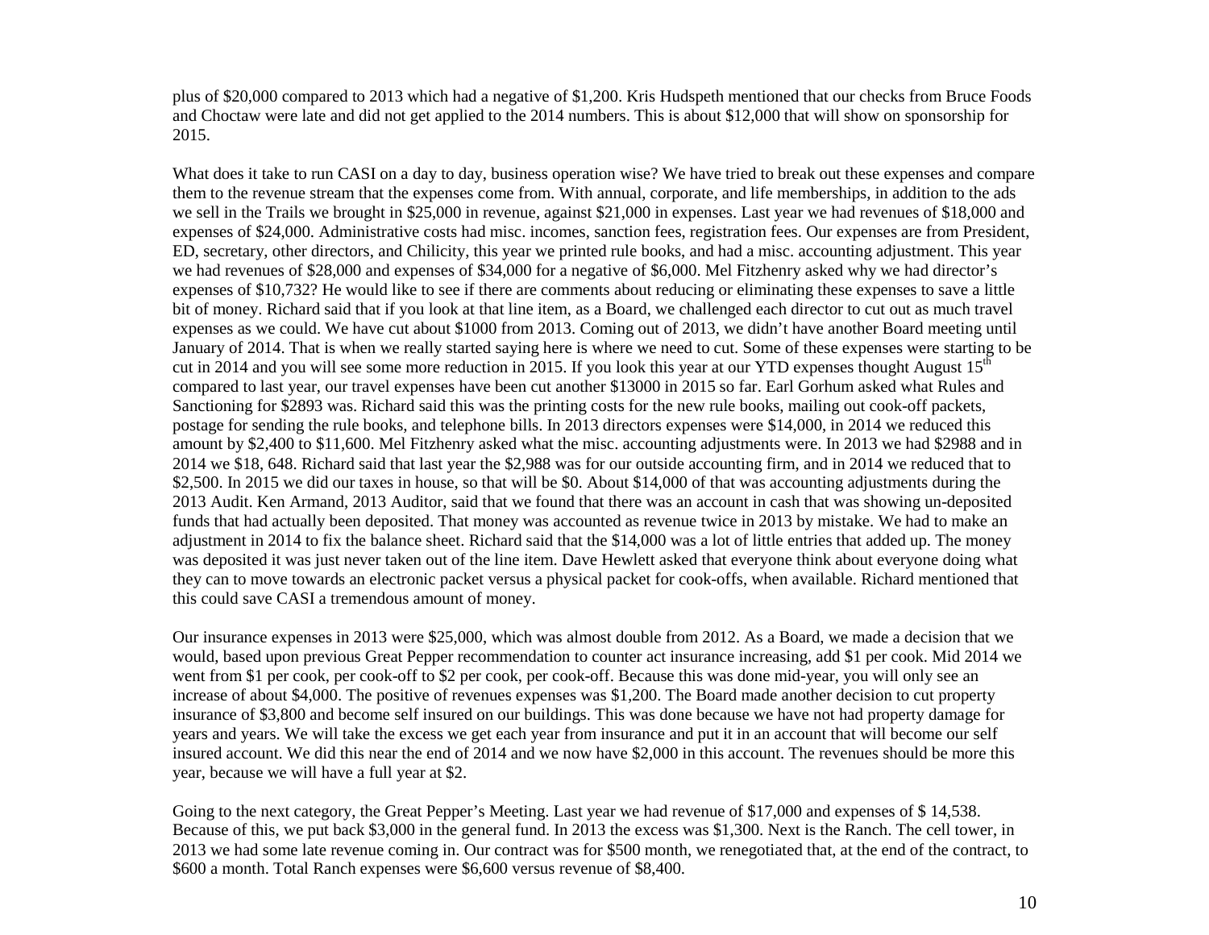plus of $20,000 compared to 2013 which had a negative of $1,200. Kris Hudspeth mentioned that our checks from Bruce Foods and Choctaw were late and did not get applied to the 2014 numbers. This is about $12,000 that will show on sponsorship for 2015.

What does it take to run CASI on a day to day, business operation wise? We have tried to break out these expenses and compare them to the revenue stream that the expenses come from. With annual, corporate, and life memberships, in addition to the ads we sell in the Trails we brought in $25,000 in revenue, against $21,000 in expenses. Last year we had revenues of $18,000 and expenses of $24,000. Administrative costs had misc. incomes, sanction fees, registration fees. Our expenses are from President, ED, secretary, other directors, and Chilicity, this year we printed rule books, and had a misc. accounting adjustment. This year we had revenues of $28,000 and expenses of $34,000 for a negative of $6,000. Mel Fitzhenry asked why we had director's expenses of $10,732? He would like to see if there are comments about reducing or eliminating these expenses to save a little bit of money. Richard said that if you look at that line item, as a Board, we challenged each director to cut out as much travel expenses as we could. We have cut about $1000 from 2013. Coming out of 2013, we didn't have another Board meeting until January of 2014. That is when we really started saying here is where we need to cut. Some of these expenses were starting to be cut in 2014 and you will see some more reduction in 2015. If you look this year at our YTD expenses thought August 15th compared to last year, our travel expenses have been cut another $13000 in 2015 so far. Earl Gorhum asked what Rules and Sanctioning for $2893 was. Richard said this was the printing costs for the new rule books, mailing out cook-off packets, postage for sending the rule books, and telephone bills. In 2013 directors expenses were $14,000, in 2014 we reduced this amount by $2,400 to $11,600. Mel Fitzhenry asked what the misc. accounting adjustments were. In 2013 we had $2988 and in 2014 we $18, 648. Richard said that last year the $2,988 was for our outside accounting firm, and in 2014 we reduced that to $2,500. In 2015 we did our taxes in house, so that will be $0. About $14,000 of that was accounting adjustments during the 2013 Audit. Ken Armand, 2013 Auditor, said that we found that there was an account in cash that was showing un-deposited funds that had actually been deposited. That money was accounted as revenue twice in 2013 by mistake. We had to make an adjustment in 2014 to fix the balance sheet. Richard said that the $14,000 was a lot of little entries that added up. The money was deposited it was just never taken out of the line item. Dave Hewlett asked that everyone think about everyone doing what they can to move towards an electronic packet versus a physical packet for cook-offs, when available. Richard mentioned that this could save CASI a tremendous amount of money.

Our insurance expenses in 2013 were $25,000, which was almost double from 2012. As a Board, we made a decision that we would, based upon previous Great Pepper recommendation to counter act insurance increasing, add $1 per cook. Mid 2014 we went from $1 per cook, per cook-off to $2 per cook, per cook-off. Because this was done mid-year, you will only see an increase of about $4,000. The positive of revenues expenses was $1,200. The Board made another decision to cut property insurance of $3,800 and become self insured on our buildings. This was done because we have not had property damage for years and years. We will take the excess we get each year from insurance and put it in an account that will become our self insured account. We did this near the end of 2014 and we now have $2,000 in this account. The revenues should be more this year, because we will have a full year at $2.

Going to the next category, the Great Pepper's Meeting. Last year we had revenue of $17,000 and expenses of $ 14,538. Because of this, we put back $3,000 in the general fund. In 2013 the excess was $1,300. Next is the Ranch. The cell tower, in 2013 we had some late revenue coming in. Our contract was for $500 month, we renegotiated that, at the end of the contract, to $600 a month. Total Ranch expenses were $6,600 versus revenue of $8,400.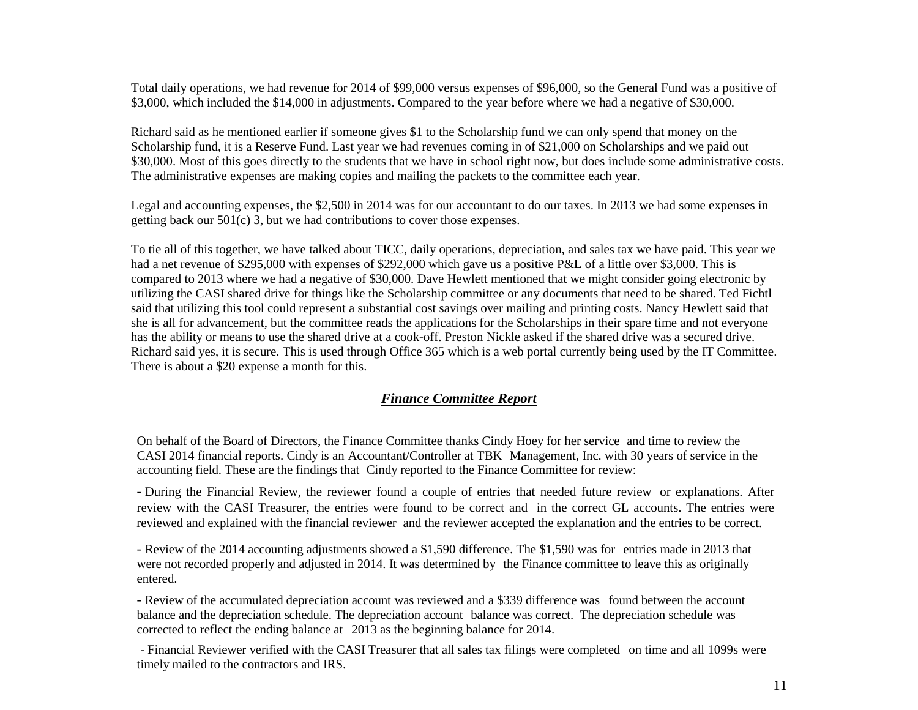Total daily operations, we had revenue for 2014 of $99,000 versus expenses of $96,000, so the General Fund was a positive of $3,000, which included the $14,000 in adjustments. Compared to the year before where we had a negative of $30,000.

Richard said as he mentioned earlier if someone gives $1 to the Scholarship fund we can only spend that money on the Scholarship fund, it is a Reserve Fund. Last year we had revenues coming in of $21,000 on Scholarships and we paid out $30,000. Most of this goes directly to the students that we have in school right now, but does include some administrative costs. The administrative expenses are making copies and mailing the packets to the committee each year.

Legal and accounting expenses, the $2,500 in 2014 was for our accountant to do our taxes. In 2013 we had some expenses in getting back our 501(c) 3, but we had contributions to cover those expenses.

To tie all of this together, we have talked about TICC, daily operations, depreciation, and sales tax we have paid. This year we had a net revenue of $295,000 with expenses of $292,000 which gave us a positive P&L of a little over $3,000. This is compared to 2013 where we had a negative of $30,000. Dave Hewlett mentioned that we might consider going electronic by utilizing the CASI shared drive for things like the Scholarship committee or any documents that need to be shared. Ted Fichtl said that utilizing this tool could represent a substantial cost savings over mailing and printing costs. Nancy Hewlett said that she is all for advancement, but the committee reads the applications for the Scholarships in their spare time and not everyone has the ability or means to use the shared drive at a cook-off. Preston Nickle asked if the shared drive was a secured drive. Richard said yes, it is secure. This is used through Office 365 which is a web portal currently being used by the IT Committee. There is about a $20 expense a month for this.

## ***Finance Committee Report***

On behalf of the Board of Directors, the Finance Committee thanks Cindy Hoey for her service and time to review the CASI 2014 financial reports. Cindy is an Accountant/Controller at TBK Management, Inc. with 30 years of service in the accounting field. These are the findings that Cindy reported to the Finance Committee for review:

- During the Financial Review, the reviewer found a couple of entries that needed future review or explanations. After review with the CASI Treasurer, the entries were found to be correct and in the correct GL accounts. The entries were reviewed and explained with the financial reviewer and the reviewer accepted the explanation and the entries to be correct.

- Review of the 2014 accounting adjustments showed a $1,590 difference. The $1,590 was for entries made in 2013 that were not recorded properly and adjusted in 2014. It was determined by the Finance committee to leave this as originally entered.

- Review of the accumulated depreciation account was reviewed and a $339 difference was found between the account balance and the depreciation schedule. The depreciation account balance was correct. The depreciation schedule was corrected to reflect the ending balance at 2013 as the beginning balance for 2014.

- Financial Reviewer verified with the CASI Treasurer that all sales tax filings were completed on time and all 1099s were timely mailed to the contractors and IRS.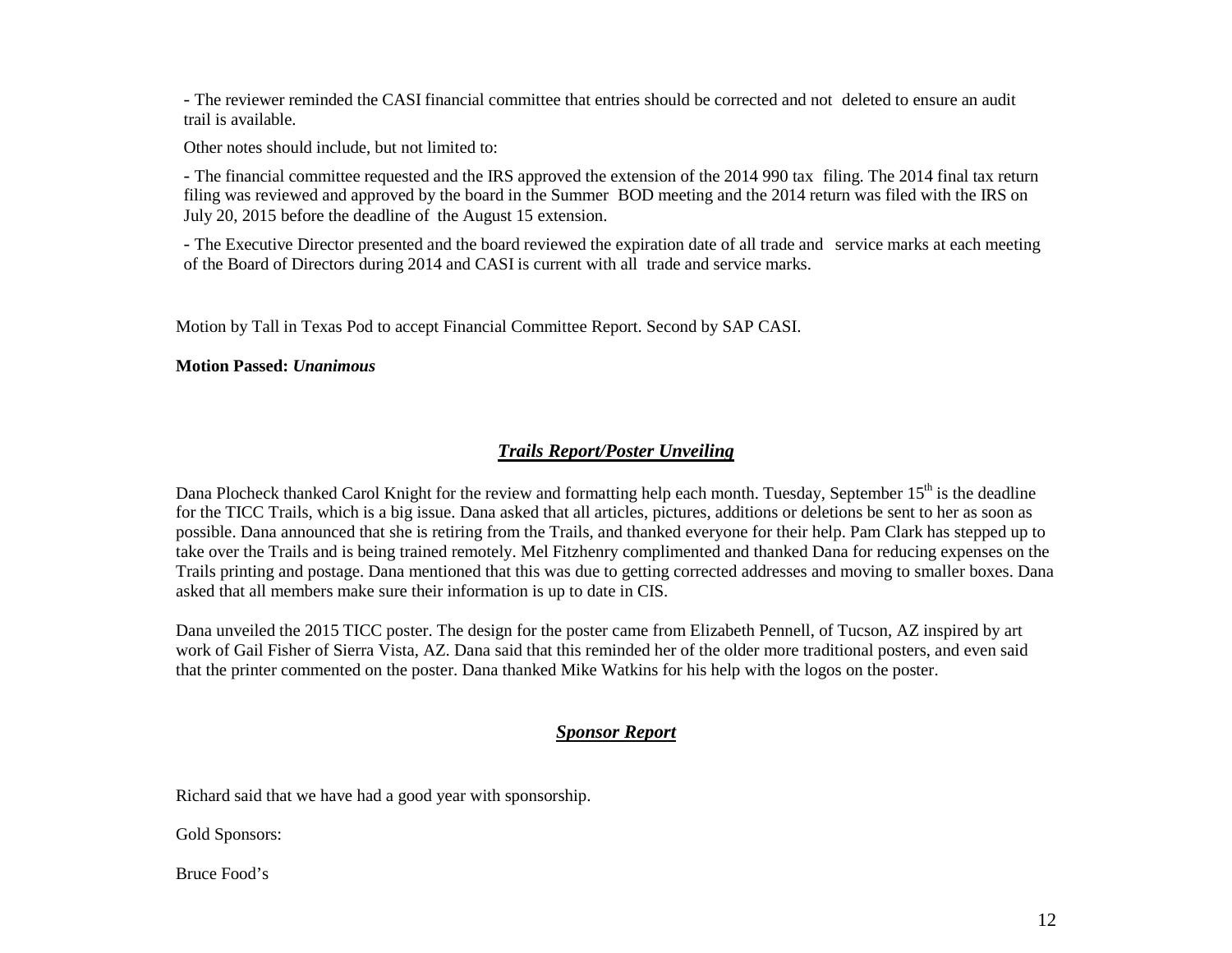- The reviewer reminded the CASI financial committee that entries should be corrected and not deleted to ensure an audit trail is available.

Other notes should include, but not limited to:

- The financial committee requested and the IRS approved the extension of the 2014 990 tax filing. The 2014 final tax return filing was reviewed and approved by the board in the Summer BOD meeting and the 2014 return was filed with the IRS on July 20, 2015 before the deadline of the August 15 extension.

- The Executive Director presented and the board reviewed the expiration date of all trade and service marks at each meeting of the Board of Directors during 2014 and CASI is current with all trade and service marks.

Motion by Tall in Texas Pod to accept Financial Committee Report. Second by SAP CASI.

**Motion Passed:** ***Unanimous***

## ***Trails Report/Poster Unveiling***

Dana Plocheck thanked Carol Knight for the review and formatting help each month. Tuesday, September 15th is the deadline for the TICC Trails, which is a big issue. Dana asked that all articles, pictures, additions or deletions be sent to her as soon as possible. Dana announced that she is retiring from the Trails, and thanked everyone for their help. Pam Clark has stepped up to take over the Trails and is being trained remotely. Mel Fitzhenry complimented and thanked Dana for reducing expenses on the Trails printing and postage. Dana mentioned that this was due to getting corrected addresses and moving to smaller boxes. Dana asked that all members make sure their information is up to date in CIS.

Dana unveiled the 2015 TICC poster. The design for the poster came from Elizabeth Pennell, of Tucson, AZ inspired by art work of Gail Fisher of Sierra Vista, AZ. Dana said that this reminded her of the older more traditional posters, and even said that the printer commented on the poster. Dana thanked Mike Watkins for his help with the logos on the poster.

## ***Sponsor Report***

Richard said that we have had a good year with sponsorship.

Gold Sponsors:

Bruce Food's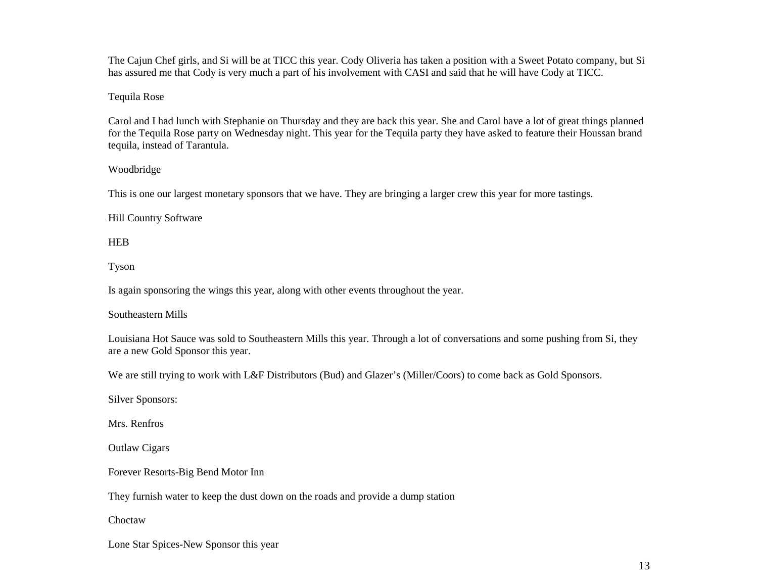The Cajun Chef girls, and Si will be at TICC this year. Cody Oliveria has taken a position with a Sweet Potato company, but Si has assured me that Cody is very much a part of his involvement with CASI and said that he will have Cody at TICC.

Tequila Rose

Carol and I had lunch with Stephanie on Thursday and they are back this year. She and Carol have a lot of great things planned for the Tequila Rose party on Wednesday night. This year for the Tequila party they have asked to feature their Houssan brand tequila, instead of Tarantula.

Woodbridge

This is one our largest monetary sponsors that we have. They are bringing a larger crew this year for more tastings.

Hill Country Software

HEB

Tyson

Is again sponsoring the wings this year, along with other events throughout the year.

Southeastern Mills

Louisiana Hot Sauce was sold to Southeastern Mills this year. Through a lot of conversations and some pushing from Si, they are a new Gold Sponsor this year.

We are still trying to work with L&F Distributors (Bud) and Glazer's (Miller/Coors) to come back as Gold Sponsors.

Silver Sponsors:

Mrs. Renfros

Outlaw Cigars

Forever Resorts-Big Bend Motor Inn

They furnish water to keep the dust down on the roads and provide a dump station

Choctaw

Lone Star Spices-New Sponsor this year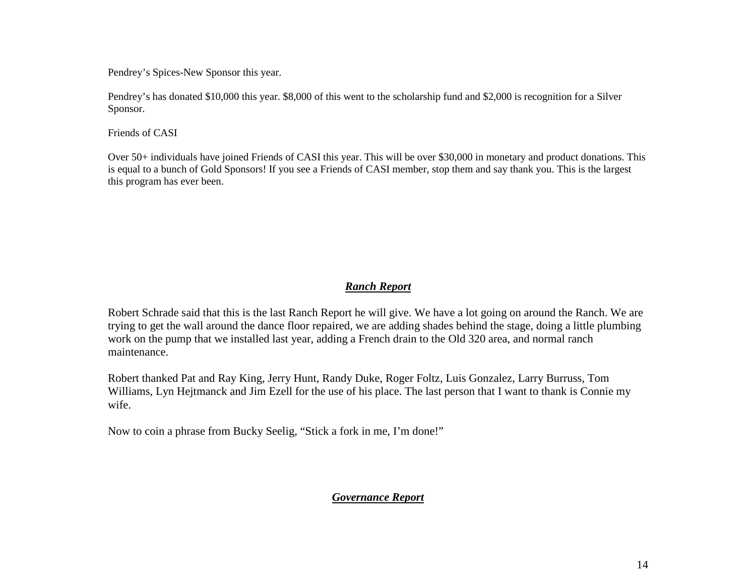Pendrey's Spices-New Sponsor this year.

Pendrey's has donated $10,000 this year. $8,000 of this went to the scholarship fund and $2,000 is recognition for a Silver Sponsor.

Friends of CASI

Over 50+ individuals have joined Friends of CASI this year. This will be over $30,000 in monetary and product donations. This is equal to a bunch of Gold Sponsors! If you see a Friends of CASI member, stop them and say thank you. This is the largest this program has ever been.

## ***Ranch Report***

Robert Schrade said that this is the last Ranch Report he will give. We have a lot going on around the Ranch. We are trying to get the wall around the dance floor repaired, we are adding shades behind the stage, doing a little plumbing work on the pump that we installed last year, adding a French drain to the Old 320 area, and normal ranch maintenance.

Robert thanked Pat and Ray King, Jerry Hunt, Randy Duke, Roger Foltz, Luis Gonzalez, Larry Burruss, Tom Williams, Lyn Hejtmanck and Jim Ezell for the use of his place. The last person that I want to thank is Connie my wife.

Now to coin a phrase from Bucky Seelig, "Stick a fork in me, I'm done!"

## ***Governance Report***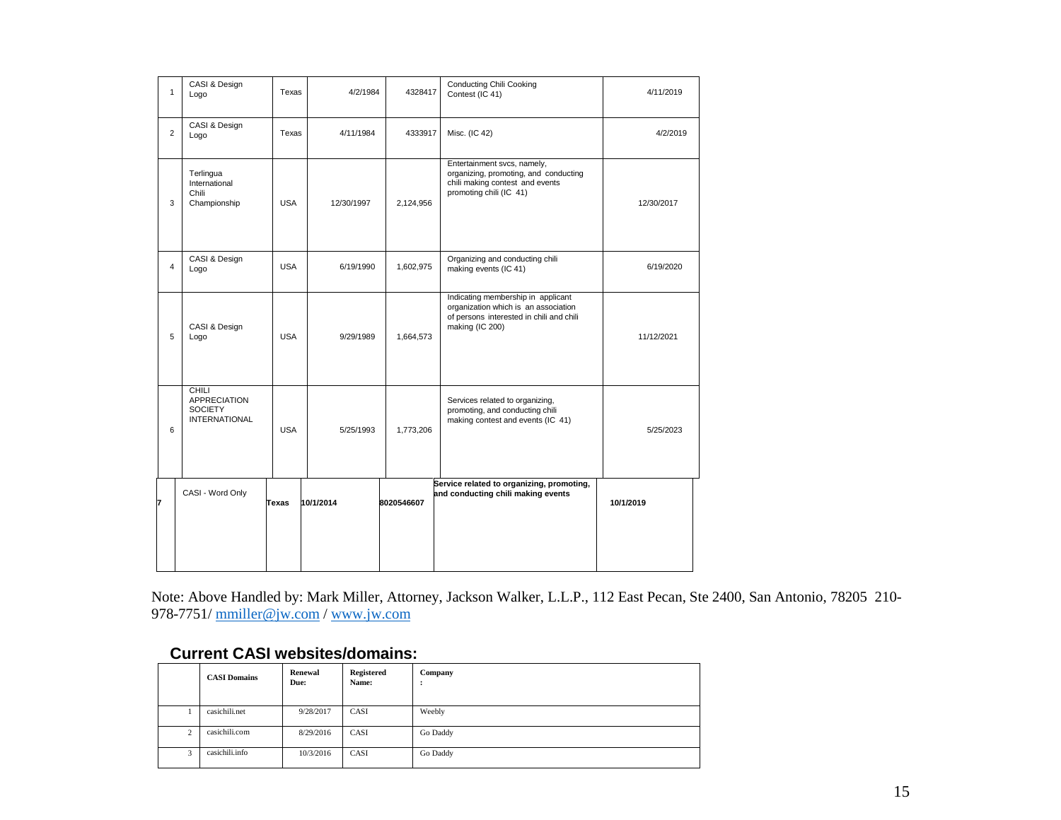| | | | | | | |
|---|---|---|---|---|---|---|
| 1 | CASI & Design Logo | Texas | 4/2/1984 | 4328417 | Conducting Chili Cooking Contest (IC 41) | 4/11/2019 |
| 2 | CASI & Design Logo | Texas | 4/11/1984 | 4333917 | Misc. (IC 42) | 4/2/2019 |
| 3 | Terlingua International Chili Championship | USA | 12/30/1997 | 2,124,956 | Entertainment svcs, namely, organizing, promoting, and conducting chili making contest and events promoting chili (IC 41) | 12/30/2017 |
| 4 | CASI & Design Logo | USA | 6/19/1990 | 1,602,975 | Organizing and conducting chili making events (IC 41) | 6/19/2020 |
| 5 | CASI & Design Logo | USA | 9/29/1989 | 1,664,573 | Indicating membership in applicant organization which is an association of persons interested in chili and chili making (IC 200) | 11/12/2021 |
| 6 | CHILI APPRECIATION SOCIETY INTERNATIONAL | USA | 5/25/1993 | 1,773,206 | Services related to organizing, promoting, and conducting chili making contest and events (IC 41) | 5/25/2023 |
| **7** | CASI - Word Only | **Texas** | **10/1/2014** | **8020546607** | **Service related to organizing, promoting, and conducting chili making events** | **10/1/2019** |

Note: Above Handled by: Mark Miller, Attorney, Jackson Walker, L.L.P., 112 East Pecan, Ste 2400, San Antonio, 78205 210-978-7751/ mmiller@jw.com / www.jw.com

## Current CASI websites/domains:

| | CASI Domains | Renewal Due: | Registered Name: | Company : |
|---|---|---|---|---|
| 1 | casichili.net | 9/28/2017 | CASI | Weebly |
| 2 | casichili.com | 8/29/2016 | CASI | Go Daddy |
| 3 | casichili.info | 10/3/2016 | CASI | Go Daddy |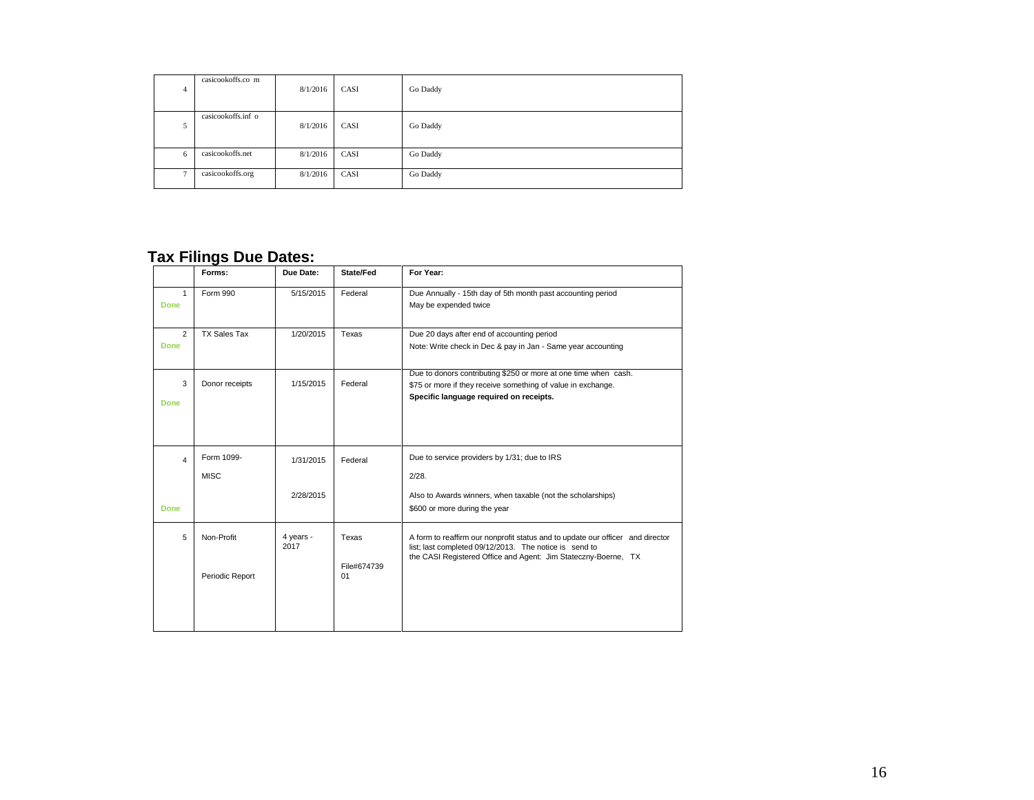| | | | | |
|---|---|---|---|---|
| 4 | casicookoffs.co m | 8/1/2016 | CASI | Go Daddy |
| 5 | casicookoffs.inf o | 8/1/2016 | CASI | Go Daddy |
| 6 | casicookoffs.net | 8/1/2016 | CASI | Go Daddy |
| 7 | casicookoffs.org | 8/1/2016 | CASI | Go Daddy |

## Tax Filings Due Dates:

| | Forms: | Due Date: | State/Fed | For Year: |
|---|---|---|---|---|
| 1 Done | Form 990 | 5/15/2015 | Federal | Due Annually - 15th day of 5th month past accounting period May be expended twice |
| 2 Done | TX Sales Tax | 1/20/2015 | Texas | Due 20 days after end of accounting period Note: Write check in Dec & pay in Jan - Same year accounting |
| 3 Done | Donor receipts | 1/15/2015 | Federal | Due to donors contributing $250 or more at one time when cash. $75 or more if they receive something of value in exchange. **Specific language required on receipts.** |
| 4 Done | Form 1099-MISC | 1/31/2015 2/28/2015 | Federal | Due to service providers by 1/31; due to IRS 2/28. Also to Awards winners, when taxable (not the scholarships) $600 or more during the year |
| 5 | Non-Profit Periodic Report | 4 years - 2017 | Texas File#67473901 | A form to reaffirm our nonprofit status and to update our officer and director list; last completed 09/12/2013. The notice is send to the CASI Registered Office and Agent: Jim Stateczny-Boerne, TX |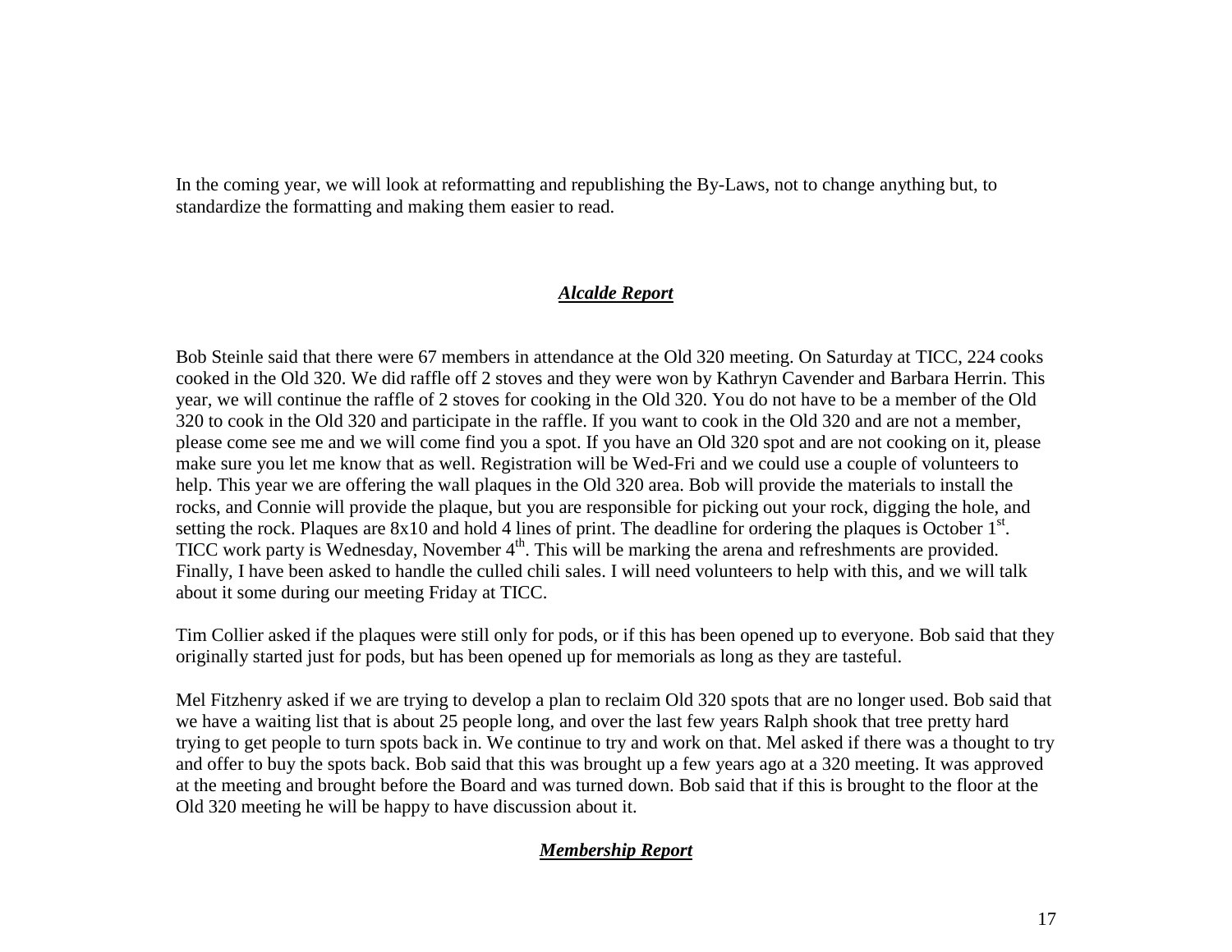In the coming year, we will look at reformatting and republishing the By-Laws, not to change anything but, to standardize the formatting and making them easier to read.

## ***Alcalde Report***

Bob Steinle said that there were 67 members in attendance at the Old 320 meeting. On Saturday at TICC, 224 cooks cooked in the Old 320. We did raffle off 2 stoves and they were won by Kathryn Cavender and Barbara Herrin. This year, we will continue the raffle of 2 stoves for cooking in the Old 320. You do not have to be a member of the Old 320 to cook in the Old 320 and participate in the raffle. If you want to cook in the Old 320 and are not a member, please come see me and we will come find you a spot. If you have an Old 320 spot and are not cooking on it, please make sure you let me know that as well. Registration will be Wed-Fri and we could use a couple of volunteers to help. This year we are offering the wall plaques in the Old 320 area. Bob will provide the materials to install the rocks, and Connie will provide the plaque, but you are responsible for picking out your rock, digging the hole, and setting the rock. Plaques are 8x10 and hold 4 lines of print. The deadline for ordering the plaques is October 1st. TICC work party is Wednesday, November 4th. This will be marking the arena and refreshments are provided. Finally, I have been asked to handle the culled chili sales. I will need volunteers to help with this, and we will talk about it some during our meeting Friday at TICC.

Tim Collier asked if the plaques were still only for pods, or if this has been opened up to everyone. Bob said that they originally started just for pods, but has been opened up for memorials as long as they are tasteful.

Mel Fitzhenry asked if we are trying to develop a plan to reclaim Old 320 spots that are no longer used. Bob said that we have a waiting list that is about 25 people long, and over the last few years Ralph shook that tree pretty hard trying to get people to turn spots back in. We continue to try and work on that. Mel asked if there was a thought to try and offer to buy the spots back. Bob said that this was brought up a few years ago at a 320 meeting. It was approved at the meeting and brought before the Board and was turned down. Bob said that if this is brought to the floor at the Old 320 meeting he will be happy to have discussion about it.

## ***Membership Report***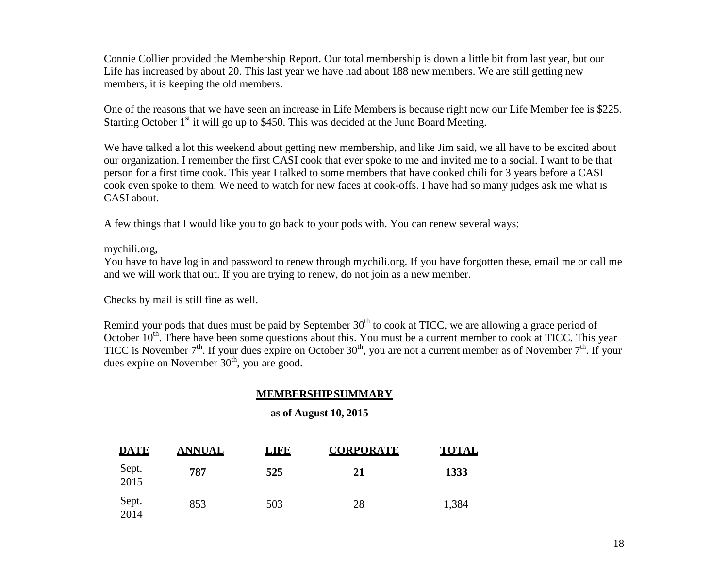Connie Collier provided the Membership Report. Our total membership is down a little bit from last year, but our Life has increased by about 20. This last year we have had about 188 new members. We are still getting new members, it is keeping the old members.

One of the reasons that we have seen an increase in Life Members is because right now our Life Member fee is $225. Starting October 1st it will go up to $450. This was decided at the June Board Meeting.

We have talked a lot this weekend about getting new membership, and like Jim said, we all have to be excited about our organization. I remember the first CASI cook that ever spoke to me and invited me to a social. I want to be that person for a first time cook. This year I talked to some members that have cooked chili for 3 years before a CASI cook even spoke to them. We need to watch for new faces at cook-offs. I have had so many judges ask me what is CASI about.

A few things that I would like you to go back to your pods with. You can renew several ways:

mychili.org,
You have to have log in and password to renew through mychili.org. If you have forgotten these, email me or call me and we will work that out. If you are trying to renew, do not join as a new member.

Checks by mail is still fine as well.

Remind your pods that dues must be paid by September 30th to cook at TICC, we are allowing a grace period of October 10th. There have been some questions about this. You must be a current member to cook at TICC. This year TICC is November 7th. If your dues expire on October 30th, you are not a current member as of November 7th. If your dues expire on November 30th, you are good.

**MEMBERSHIP SUMMARY**

**as of August 10, 2015**

| DATE | ANNUAL | LIFE | CORPORATE | TOTAL |
|---|---|---|---|---|
| Sept. 2015 | **787** | **525** | **21** | **1333** |
| Sept. 2014 | 853 | 503 | 28 | 1,384 |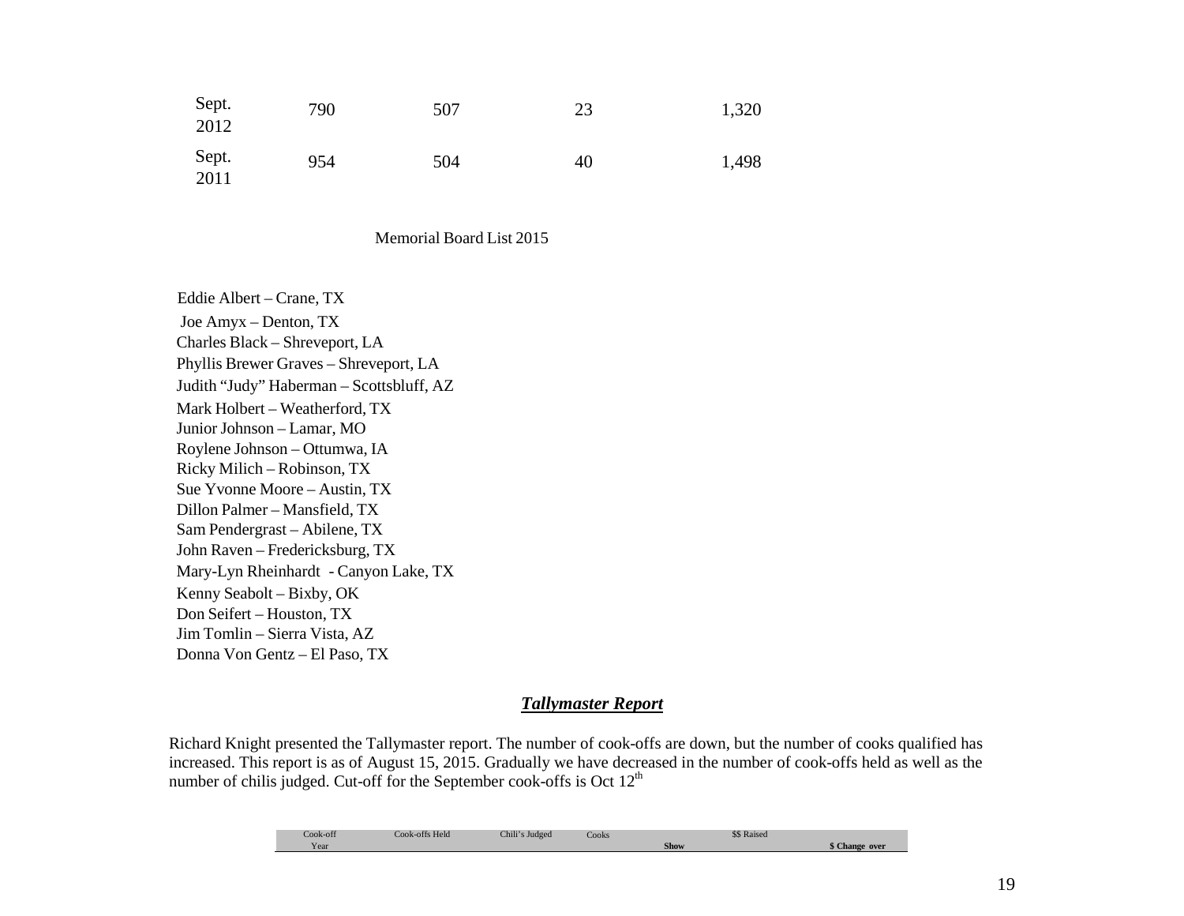| | | | | |
|---|---|---|---|---|
| Sept. 2012 | 790 | 507 | 23 | 1,320 |
| Sept. 2011 | 954 | 504 | 40 | 1,498 |

Memorial Board List 2015

Eddie Albert – Crane, TX
Joe Amyx – Denton, TX
Charles Black – Shreveport, LA
Phyllis Brewer Graves – Shreveport, LA
Judith "Judy" Haberman – Scottsbluff, AZ
Mark Holbert – Weatherford, TX
Junior Johnson – Lamar, MO
Roylene Johnson – Ottumwa, IA
Ricky Milich – Robinson, TX
Sue Yvonne Moore – Austin, TX
Dillon Palmer – Mansfield, TX
Sam Pendergrast – Abilene, TX
John Raven – Fredericksburg, TX
Mary-Lyn Rheinhardt - Canyon Lake, TX
Kenny Seabolt – Bixby, OK
Don Seifert – Houston, TX
Jim Tomlin – Sierra Vista, AZ
Donna Von Gentz – El Paso, TX

## ***Tallymaster Report***

Richard Knight presented the Tallymaster report. The number of cook-offs are down, but the number of cooks qualified has increased. This report is as of August 15, 2015. Gradually we have decreased in the number of cook-offs held as well as the number of chilis judged. Cut-off for the September cook-offs is Oct 12th

| Cook-off Year | Cook-offs Held | Chili's Judged | Cooks | Show | $$ Raised | $ Change over |
|---|---|---|---|---|---|---|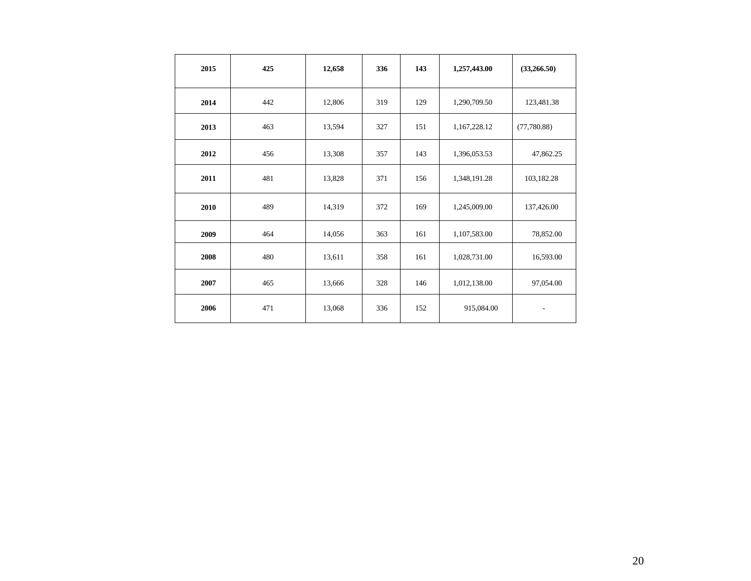| | | | | | | |
|---|---|---|---|---|---|---|
| **2015** | **425** | **12,658** | **336** | **143** | **1,257,443.00** | **(33,266.50)** |
| **2014** | 442 | 12,806 | 319 | 129 | 1,290,709.50 | 123,481.38 |
| **2013** | 463 | 13,594 | 327 | 151 | 1,167,228.12 | (77,780.88) |
| **2012** | 456 | 13,308 | 357 | 143 | 1,396,053.53 | 47,862.25 |
| **2011** | 481 | 13,828 | 371 | 156 | 1,348,191.28 | 103,182.28 |
| **2010** | 489 | 14,319 | 372 | 169 | 1,245,009.00 | 137,426.00 |
| **2009** | 464 | 14,056 | 363 | 161 | 1,107,583.00 | 78,852.00 |
| **2008** | 480 | 13,611 | 358 | 161 | 1,028,731.00 | 16,593.00 |
| **2007** | 465 | 13,666 | 328 | 146 | 1,012,138.00 | 97,054.00 |
| **2006** | 471 | 13,068 | 336 | 152 | 915,084.00 | - |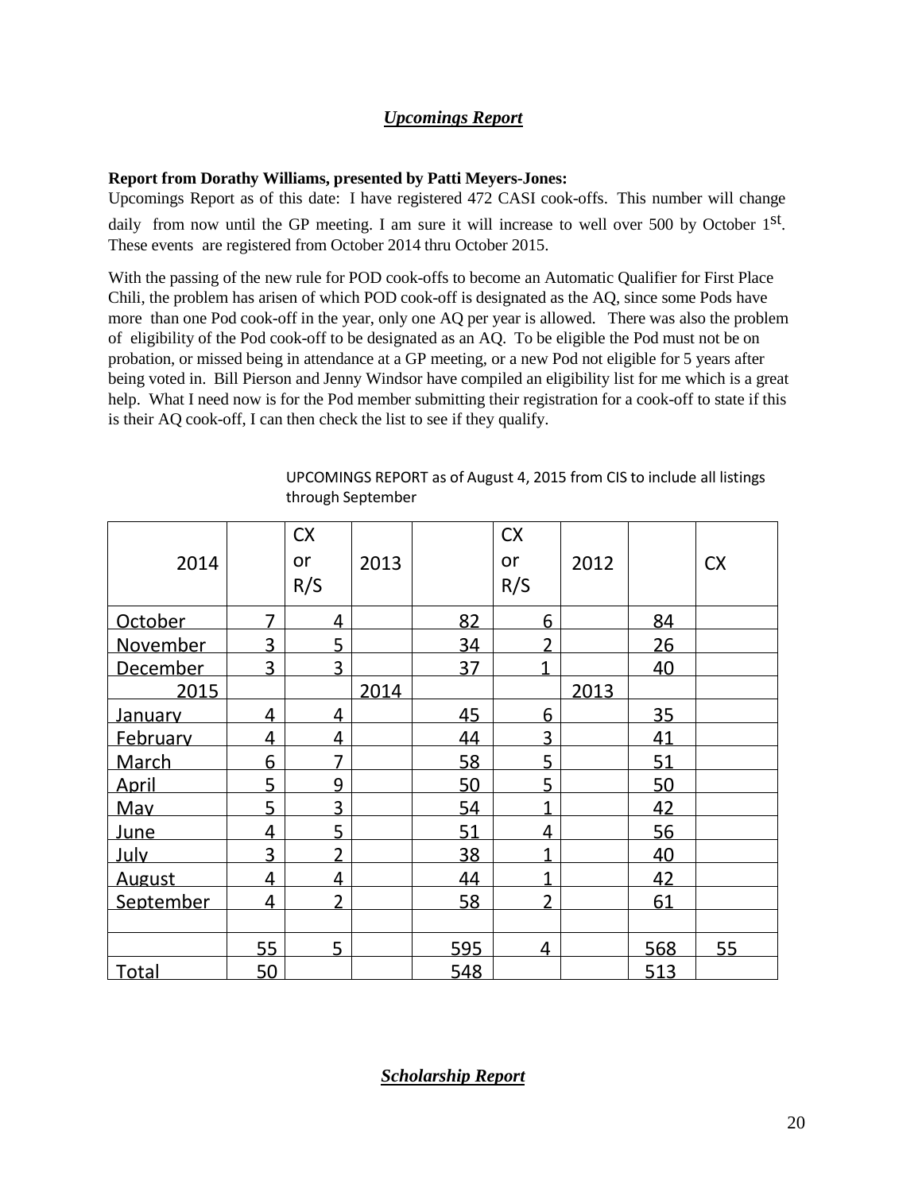## *Upcomings Report*

**Report from Dorathy Williams, presented by Patti Meyers-Jones:**

Upcomings Report as of this date: I have registered 472 CASI cook-offs. This number will change daily from now until the GP meeting. I am sure it will increase to well over 500 by October 1st. These events are registered from October 2014 thru October 2015.

With the passing of the new rule for POD cook-offs to become an Automatic Qualifier for First Place Chili, the problem has arisen of which POD cook-off is designated as the AQ, since some Pods have more than one Pod cook-off in the year, only one AQ per year is allowed. There was also the problem of eligibility of the Pod cook-off to be designated as an AQ. To be eligible the Pod must not be on probation, or missed being in attendance at a GP meeting, or a new Pod not eligible for 5 years after being voted in. Bill Pierson and Jenny Windsor have compiled an eligibility list for me which is a great help. What I need now is for the Pod member submitting their registration for a cook-off to state if this is their AQ cook-off, I can then check the list to see if they qualify.

UPCOMINGS REPORT as of August 4, 2015 from CIS to include all listings through September

| 2014 | | CX or R/S | 2013 | | CX or R/S | 2012 | | CX |
|---|---|---|---|---|---|---|---|---|
| October | 7 | 4 | | 82 | 6 | | 84 | |
| November | 3 | 5 | | 34 | 2 | | 26 | |
| December | 3 | 3 | | 37 | 1 | | 40 | |
| 2015 | | | 2014 | | | 2013 | | |
| January | 4 | 4 | | 45 | 6 | | 35 | |
| February | 4 | 4 | | 44 | 3 | | 41 | |
| March | 6 | 7 | | 58 | 5 | | 51 | |
| April | 5 | 9 | | 50 | 5 | | 50 | |
| May | 5 | 3 | | 54 | 1 | | 42 | |
| June | 4 | 5 | | 51 | 4 | | 56 | |
| July | 3 | 2 | | 38 | 1 | | 40 | |
| August | 4 | 4 | | 44 | 1 | | 42 | |
| September | 4 | 2 | | 58 | 2 | | 61 | |
| | | | | | | | | |
| | 55 | 5 | | 595 | 4 | | 568 | 55 |
| Total | 50 | | | 548 | | | 513 | |

## *Scholarship Report*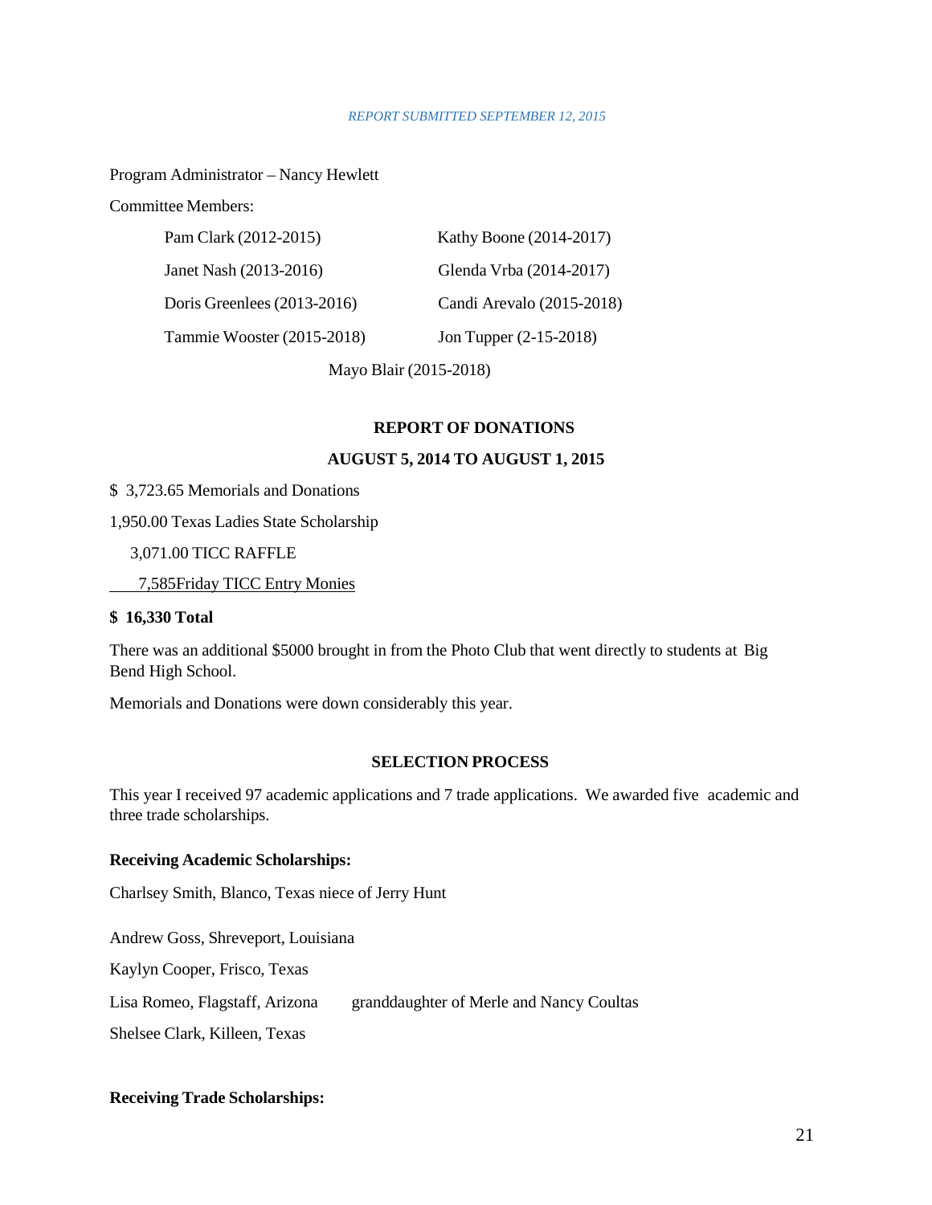*REPORT SUBMITTED SEPTEMBER 12, 2015*

Program Administrator – Nancy Hewlett

Committee Members:

| | |
|---|---|
| Pam Clark (2012-2015) | Kathy Boone (2014-2017) |
| Janet Nash (2013-2016) | Glenda Vrba (2014-2017) |
| Doris Greenlees (2013-2016) | Candi Arevalo (2015-2018) |
| Tammie Wooster (2015-2018) | Jon Tupper (2-15-2018) |
| Mayo Blair (2015-2018) | |

**REPORT OF DONATIONS**

**AUGUST 5, 2014 TO AUGUST 1, 2015**

$ 3,723.65 Memorials and Donations

1,950.00 Texas Ladies State Scholarship

3,071.00 TICC RAFFLE

7,585Friday TICC Entry Monies

**$ 16,330 Total**

There was an additional $5000 brought in from the Photo Club that went directly to students at Big Bend High School.

Memorials and Donations were down considerably this year.

**SELECTION PROCESS**

This year I received 97 academic applications and 7 trade applications. We awarded five academic and three trade scholarships.

**Receiving Academic Scholarships:**

Charlsey Smith, Blanco, Texas niece of Jerry Hunt

Andrew Goss, Shreveport, Louisiana

Kaylyn Cooper, Frisco, Texas

Lisa Romeo, Flagstaff, Arizona granddaughter of Merle and Nancy Coultas

Shelsee Clark, Killeen, Texas

**Receiving Trade Scholarships:**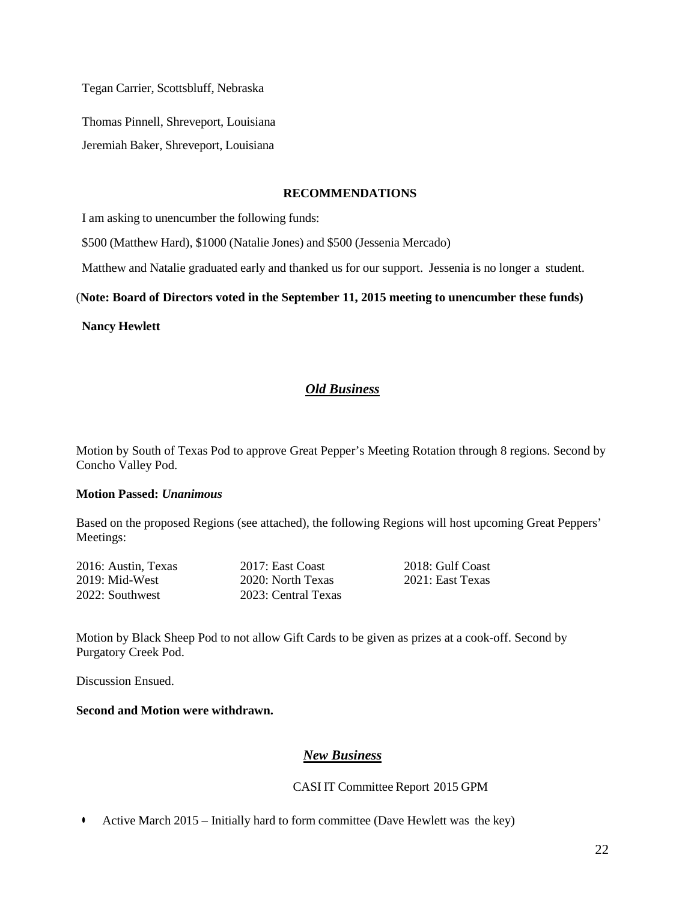Tegan Carrier, Scottsbluff, Nebraska

Thomas Pinnell, Shreveport, Louisiana

Jeremiah Baker, Shreveport, Louisiana

**RECOMMENDATIONS**

I am asking to unencumber the following funds:

\$500 (Matthew Hard), \$1000 (Natalie Jones) and \$500 (Jessenia Mercado)

Matthew and Natalie graduated early and thanked us for our support. Jessenia is no longer a student.

(**Note: Board of Directors voted in the September 11, 2015 meeting to unencumber these funds)**

**Nancy Hewlett**

## ***Old Business***

Motion by South of Texas Pod to approve Great Pepper's Meeting Rotation through 8 regions. Second by Concho Valley Pod.

**Motion Passed:** ***Unanimous***

Based on the proposed Regions (see attached), the following Regions will host upcoming Great Peppers' Meetings:

| | | |
|---|---|---|
| 2016: Austin, Texas | 2017: East Coast | 2018: Gulf Coast |
| 2019: Mid-West | 2020: North Texas | 2021: East Texas |
| 2022: Southwest | 2023: Central Texas | |

Motion by Black Sheep Pod to not allow Gift Cards to be given as prizes at a cook-off. Second by Purgatory Creek Pod.

Discussion Ensued.

**Second and Motion were withdrawn.**

## ***New Business***

CASI IT Committee Report 2015 GPM

- Active March 2015 – Initially hard to form committee (Dave Hewlett was the key)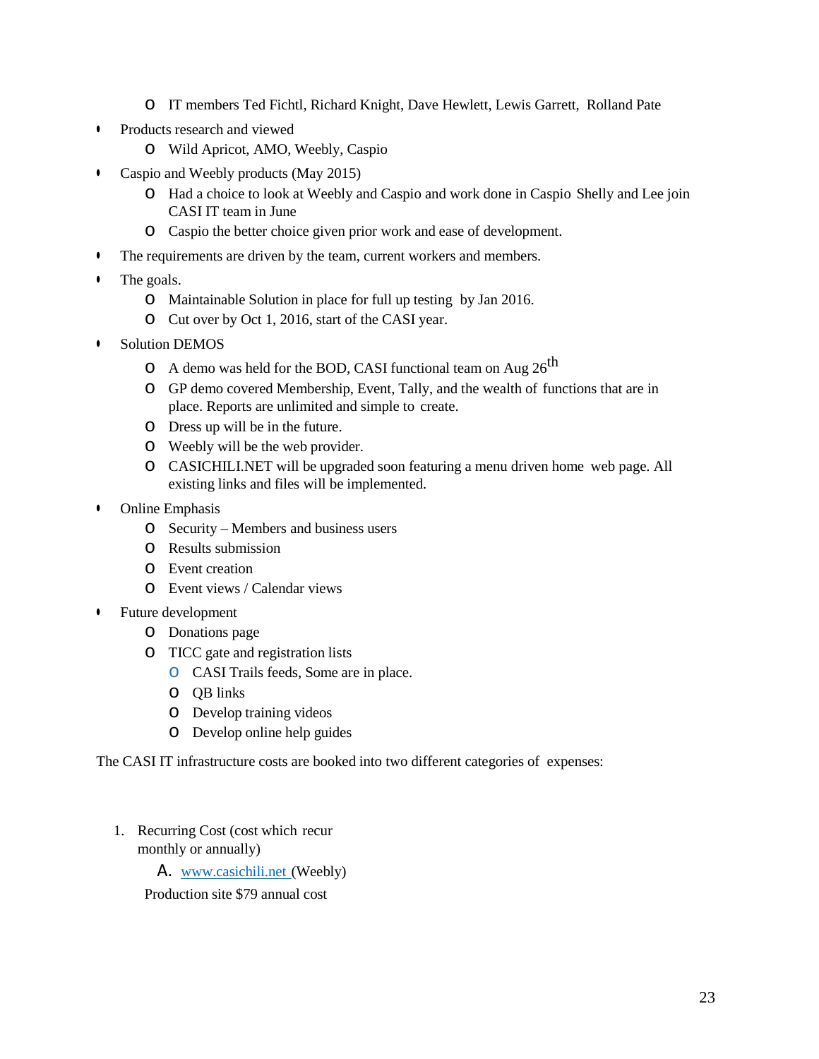- IT members Ted Fichtl, Richard Knight, Dave Hewlett, Lewis Garrett, Rolland Pate
- Products research and viewed
  - Wild Apricot, AMO, Weebly, Caspio
- Caspio and Weebly products (May 2015)
  - Had a choice to look at Weebly and Caspio and work done in Caspio Shelly and Lee join CASI IT team in June
  - Caspio the better choice given prior work and ease of development.
- The requirements are driven by the team, current workers and members.
- The goals.
  - Maintainable Solution in place for full up testing by Jan 2016.
  - Cut over by Oct 1, 2016, start of the CASI year.
- Solution DEMOS
  - A demo was held for the BOD, CASI functional team on Aug 26th
  - GP demo covered Membership, Event, Tally, and the wealth of functions that are in place. Reports are unlimited and simple to create.
  - Dress up will be in the future.
  - Weebly will be the web provider.
  - CASICHILI.NET will be upgraded soon featuring a menu driven home web page. All existing links and files will be implemented.
- Online Emphasis
  - Security – Members and business users
  - Results submission
  - Event creation
  - Event views / Calendar views
- Future development
  - Donations page
  - TICC gate and registration lists
    - CASI Trails feeds, Some are in place.
    - QB links
    - Develop training videos
    - Develop online help guides

The CASI IT infrastructure costs are booked into two different categories of expenses:

1. Recurring Cost (cost which recur monthly or annually)

   A. www.casichili.net (Weebly)

   Production site $79 annual cost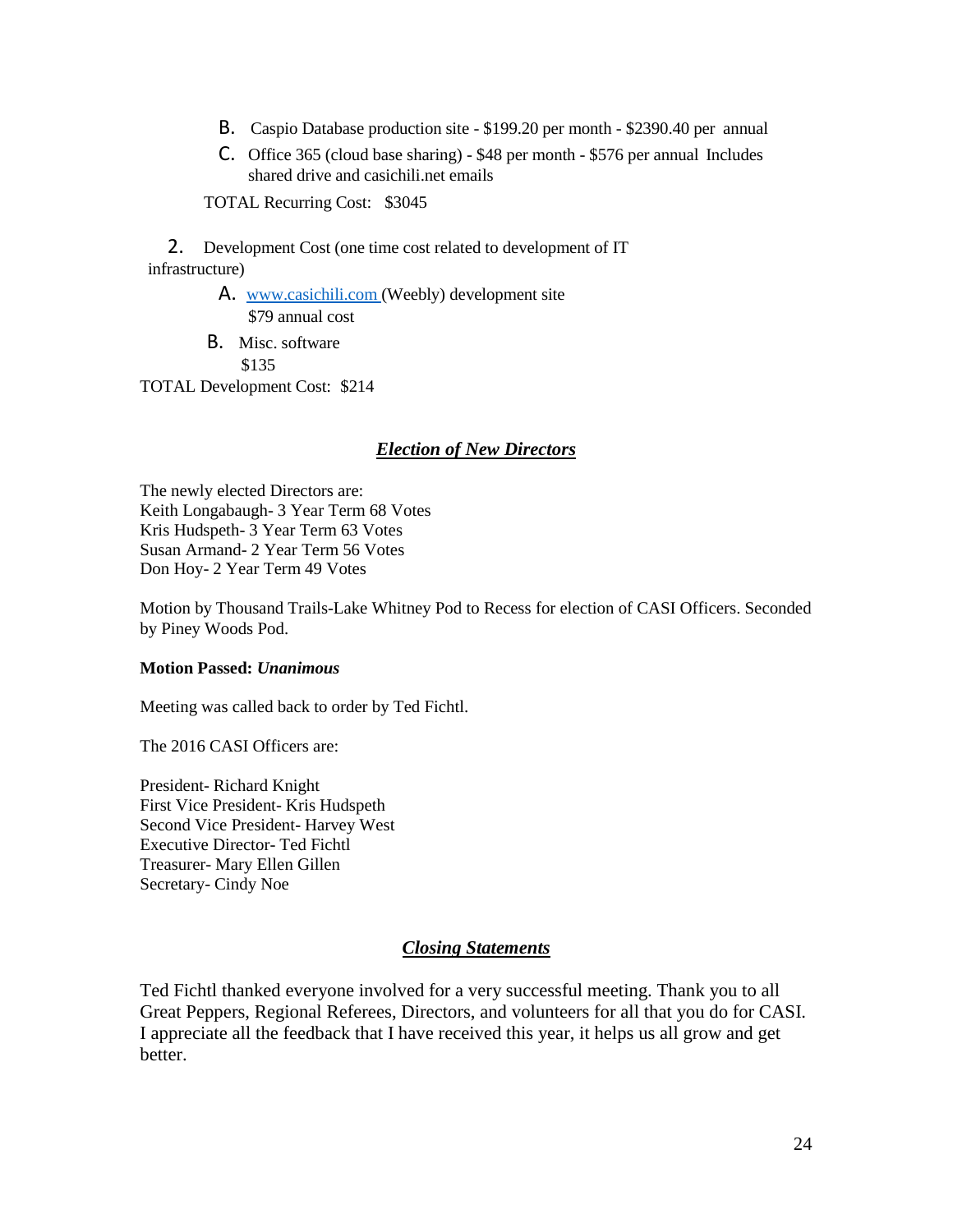B. Caspio Database production site - $199.20 per month - $2390.40 per annual

C. Office 365 (cloud base sharing) - $48 per month - $576 per annual Includes shared drive and casichili.net emails

TOTAL Recurring Cost: $3045

2. Development Cost (one time cost related to development of IT infrastructure)

A. [www.casichili.com](http://www.casichili.com) (Weebly) development site
$79 annual cost

B. Misc. software
$135

TOTAL Development Cost: $214

## ***Election of New Directors***

The newly elected Directors are:
Keith Longabaugh- 3 Year Term 68 Votes
Kris Hudspeth- 3 Year Term 63 Votes
Susan Armand- 2 Year Term 56 Votes
Don Hoy- 2 Year Term 49 Votes

Motion by Thousand Trails-Lake Whitney Pod to Recess for election of CASI Officers. Seconded by Piney Woods Pod.

**Motion Passed: *Unanimous***

Meeting was called back to order by Ted Fichtl.

The 2016 CASI Officers are:

President- Richard Knight
First Vice President- Kris Hudspeth
Second Vice President- Harvey West
Executive Director- Ted Fichtl
Treasurer- Mary Ellen Gillen
Secretary- Cindy Noe

## ***Closing Statements***

Ted Fichtl thanked everyone involved for a very successful meeting. Thank you to all Great Peppers, Regional Referees, Directors, and volunteers for all that you do for CASI. I appreciate all the feedback that I have received this year, it helps us all grow and get better.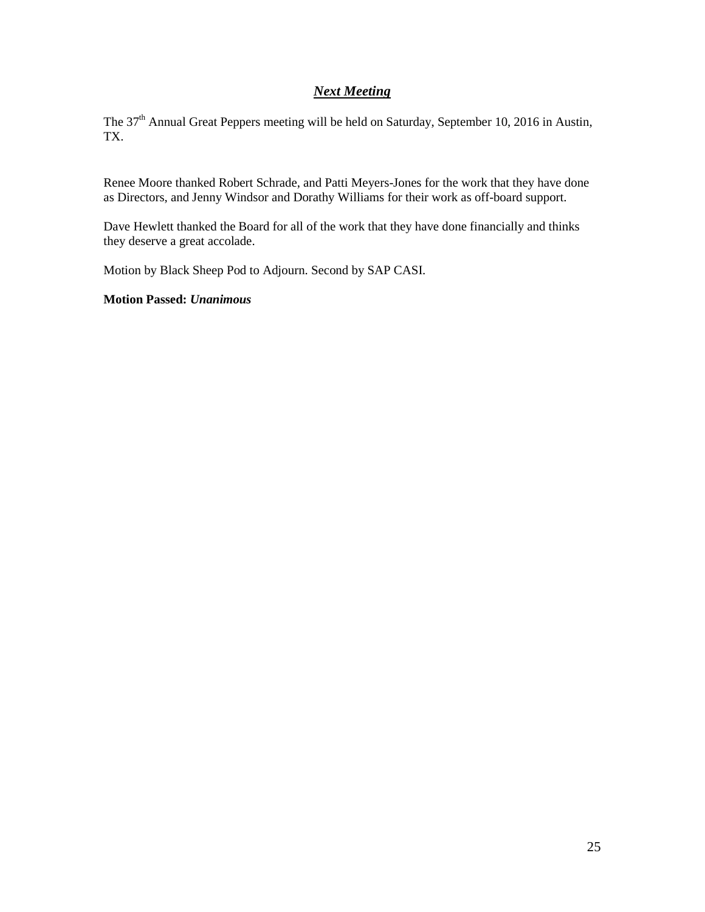## ***Next Meeting***

The 37th Annual Great Peppers meeting will be held on Saturday, September 10, 2016 in Austin, TX.

Renee Moore thanked Robert Schrade, and Patti Meyers-Jones for the work that they have done as Directors, and Jenny Windsor and Dorathy Williams for their work as off-board support.

Dave Hewlett thanked the Board for all of the work that they have done financially and thinks they deserve a great accolade.

Motion by Black Sheep Pod to Adjourn. Second by SAP CASI.

**Motion Passed:** ***Unanimous***